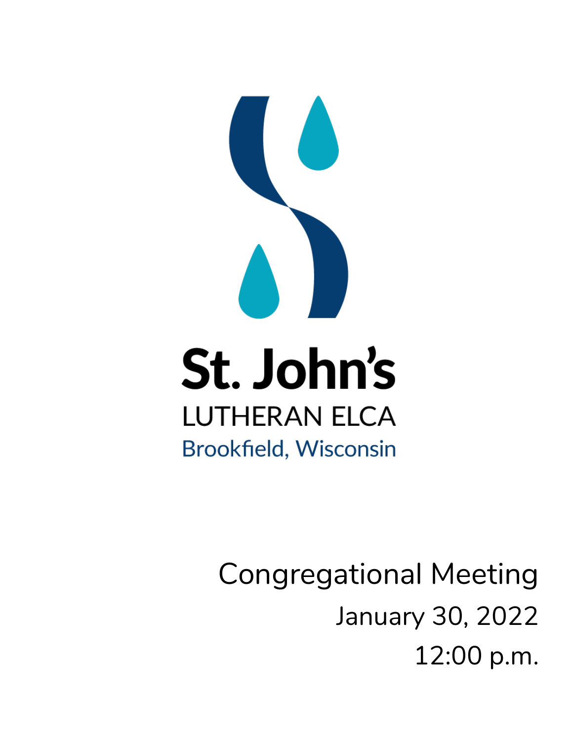St. John's

LUTHERAN ELCA

Brookfield, Wisconsin

# Congregational Meeting

January 30, 2022

12:00 p.m.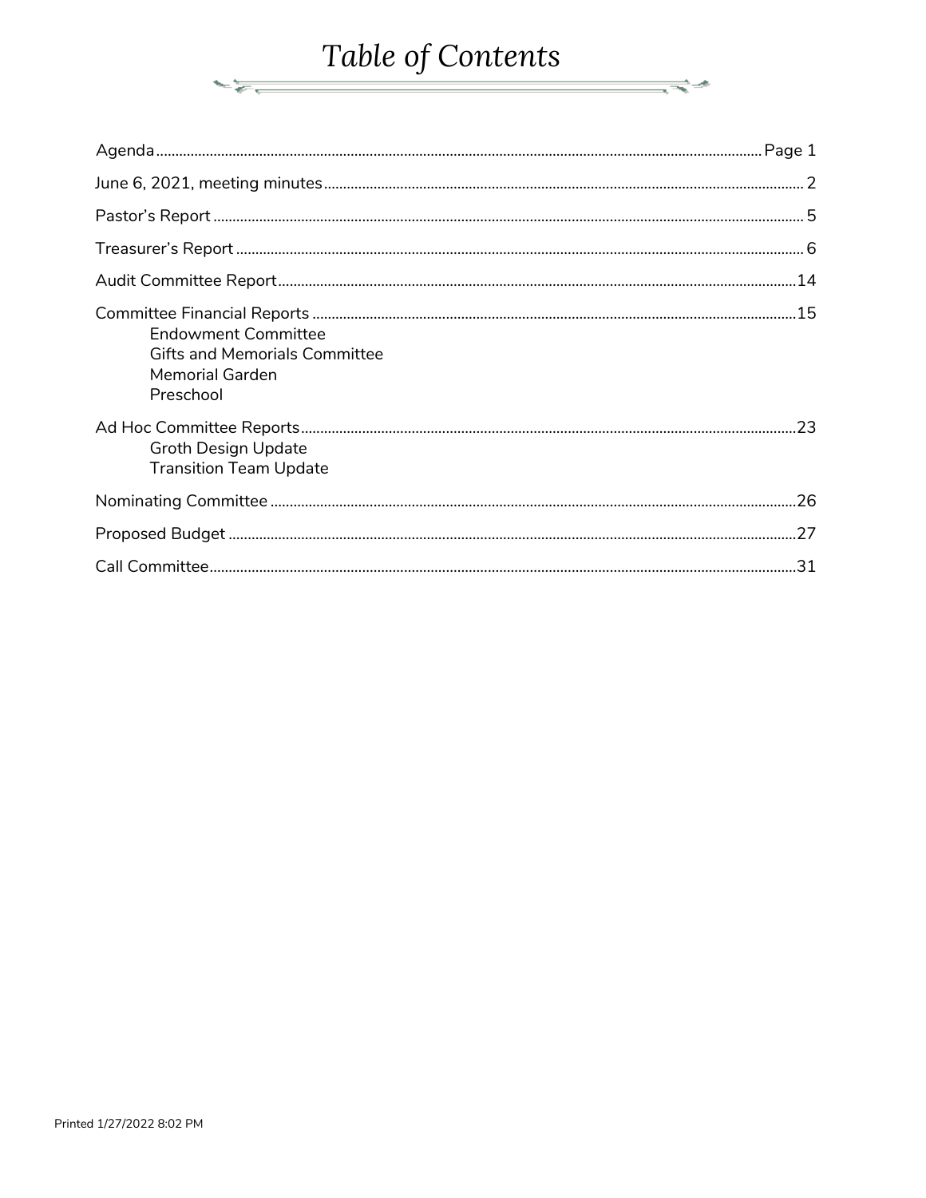# Table of Contents

| | |
|---|---|
| Agenda | Page 1 |
| June 6, 2021, meeting minutes | 2 |
| Pastor's Report | 5 |
| Treasurer's Report | 6 |
| Audit Committee Report | 14 |
| Committee Financial Reports<br>Endowment Committee<br>Gifts and Memorials Committee<br>Memorial Garden<br>Preschool | 15 |
| Ad Hoc Committee Reports<br>Groth Design Update<br>Transition Team Update | 23 |
| Nominating Committee | 26 |
| Proposed Budget | 27 |
| Call Committee | 31 |

Printed 1/27/2022 8:02 PM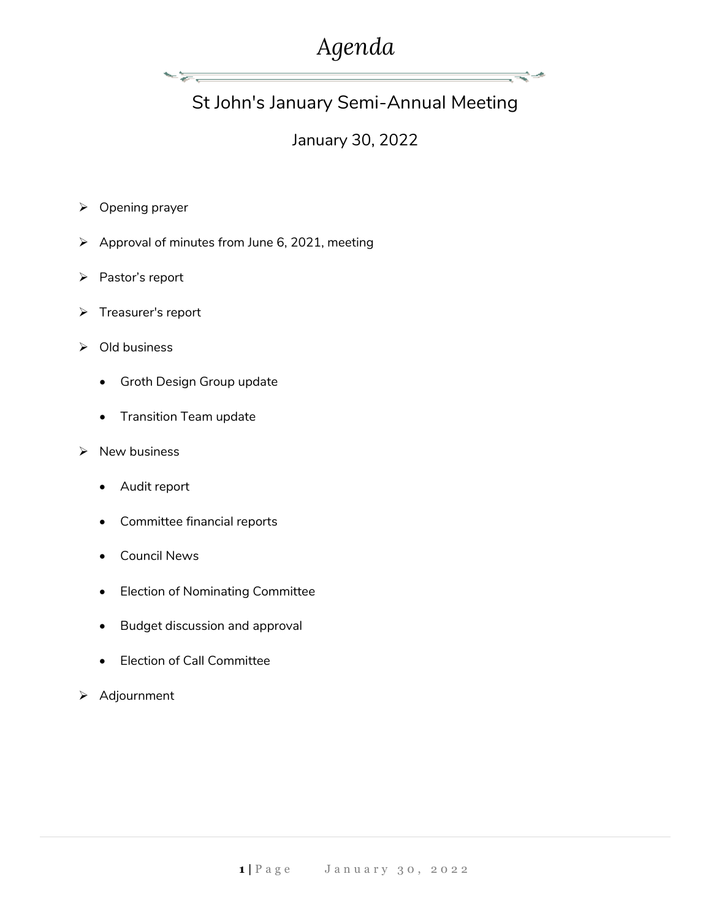# *Agenda*

## St John's January Semi-Annual Meeting

### January 30, 2022

- Opening prayer
- Approval of minutes from June 6, 2021, meeting
- Pastor's report
- Treasurer's report
- Old business
  - Groth Design Group update
  - Transition Team update
- New business
  - Audit report
  - Committee financial reports
  - Council News
  - Election of Nominating Committee
  - Budget discussion and approval
  - Election of Call Committee
- Adjournment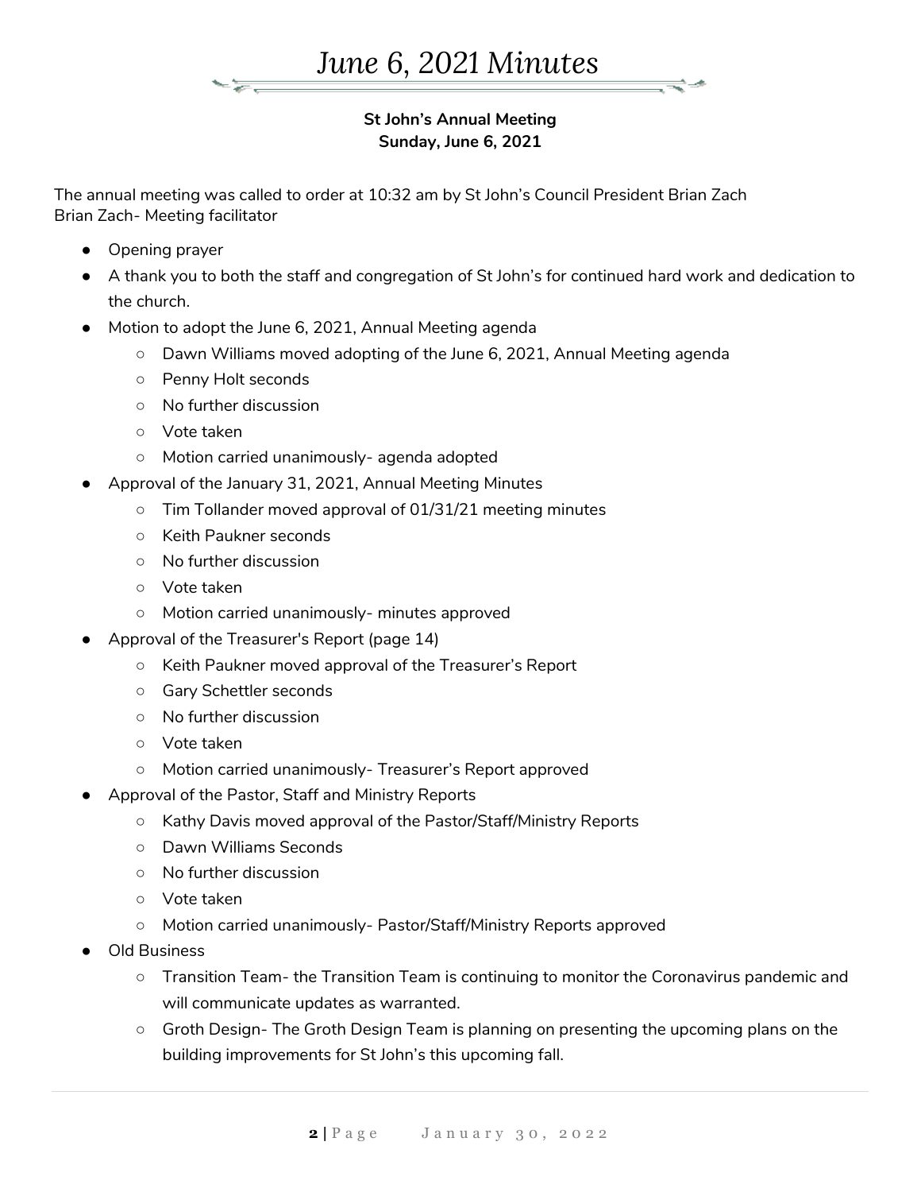# *June 6, 2021 Minutes*

**St John's Annual Meeting**
**Sunday, June 6, 2021**

The annual meeting was called to order at 10:32 am by St John's Council President Brian Zach
Brian Zach- Meeting facilitator

- Opening prayer
- A thank you to both the staff and congregation of St John's for continued hard work and dedication to the church.
- Motion to adopt the June 6, 2021, Annual Meeting agenda
  - Dawn Williams moved adopting of the June 6, 2021, Annual Meeting agenda
  - Penny Holt seconds
  - No further discussion
  - Vote taken
  - Motion carried unanimously- agenda adopted
- Approval of the January 31, 2021, Annual Meeting Minutes
  - Tim Tollander moved approval of 01/31/21 meeting minutes
  - Keith Paukner seconds
  - No further discussion
  - Vote taken
  - Motion carried unanimously- minutes approved
- Approval of the Treasurer's Report (page 14)
  - Keith Paukner moved approval of the Treasurer's Report
  - Gary Schettler seconds
  - No further discussion
  - Vote taken
  - Motion carried unanimously- Treasurer's Report approved
- Approval of the Pastor, Staff and Ministry Reports
  - Kathy Davis moved approval of the Pastor/Staff/Ministry Reports
  - Dawn Williams Seconds
  - No further discussion
  - Vote taken
  - Motion carried unanimously- Pastor/Staff/Ministry Reports approved
- Old Business
  - Transition Team- the Transition Team is continuing to monitor the Coronavirus pandemic and will communicate updates as warranted.
  - Groth Design- The Groth Design Team is planning on presenting the upcoming plans on the building improvements for St John's this upcoming fall.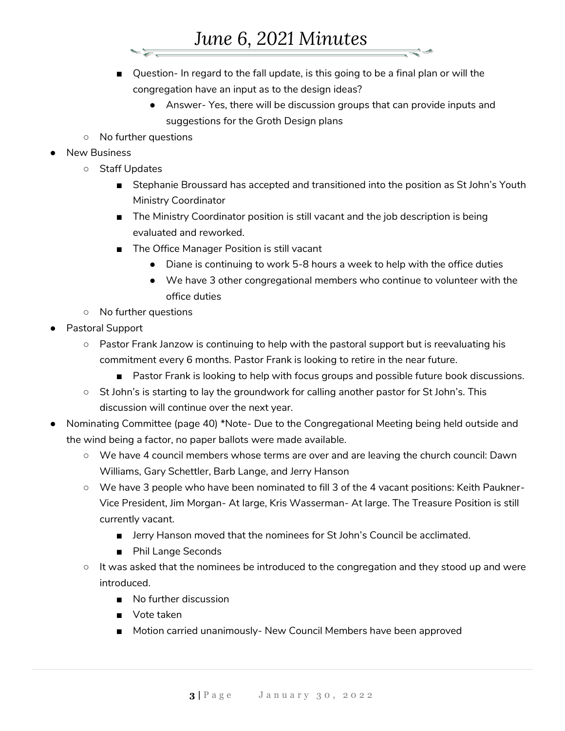- Question- In regard to the fall update, is this going to be a final plan or will the congregation have an input as to the design ideas?
  - Answer- Yes, there will be discussion groups that can provide inputs and suggestions for the Groth Design plans
- No further questions

- New Business
  - Staff Updates
    - Stephanie Broussard has accepted and transitioned into the position as St John's Youth Ministry Coordinator
    - The Ministry Coordinator position is still vacant and the job description is being evaluated and reworked.
    - The Office Manager Position is still vacant
      - Diane is continuing to work 5-8 hours a week to help with the office duties
      - We have 3 other congregational members who continue to volunteer with the office duties
  - No further questions
- Pastoral Support
  - Pastor Frank Janzow is continuing to help with the pastoral support but is reevaluating his commitment every 6 months. Pastor Frank is looking to retire in the near future.
    - Pastor Frank is looking to help with focus groups and possible future book discussions.
  - St John's is starting to lay the groundwork for calling another pastor for St John's. This discussion will continue over the next year.
- Nominating Committee (page 40) *Note- Due to the Congregational Meeting being held outside and the wind being a factor, no paper ballots were made available.
  - We have 4 council members whose terms are over and are leaving the church council: Dawn Williams, Gary Schettler, Barb Lange, and Jerry Hanson
  - We have 3 people who have been nominated to fill 3 of the 4 vacant positions: Keith Paukner- Vice President, Jim Morgan- At large, Kris Wasserman- At large. The Treasure Position is still currently vacant.
    - Jerry Hanson moved that the nominees for St John's Council be acclimated.
    - Phil Lange Seconds
  - It was asked that the nominees be introduced to the congregation and they stood up and were introduced.
    - No further discussion
    - Vote taken
    - Motion carried unanimously- New Council Members have been approved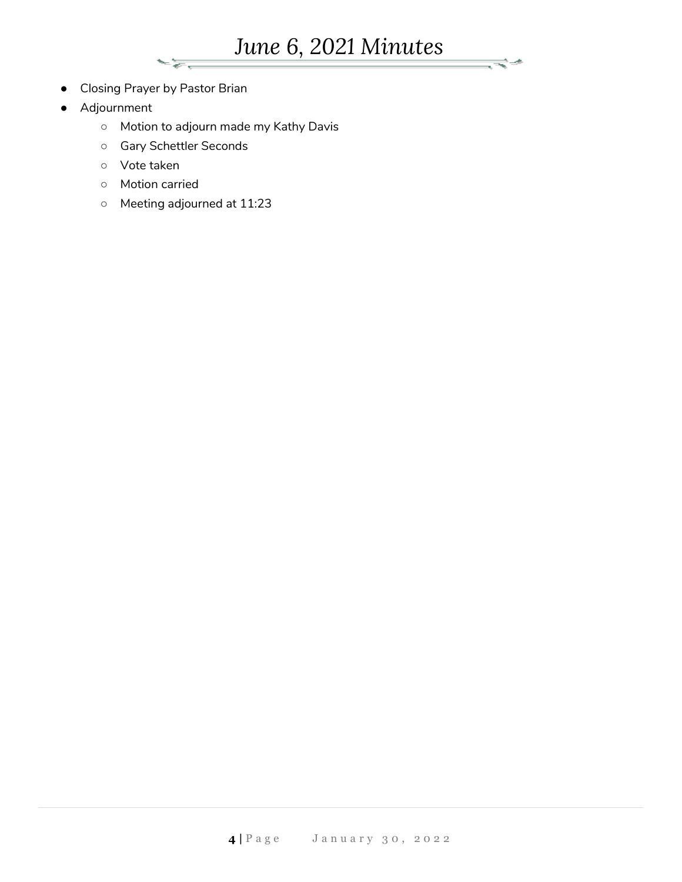- Closing Prayer by Pastor Brian
- Adjournment
  - Motion to adjourn made my Kathy Davis
  - Gary Schettler Seconds
  - Vote taken
  - Motion carried
  - Meeting adjourned at 11:23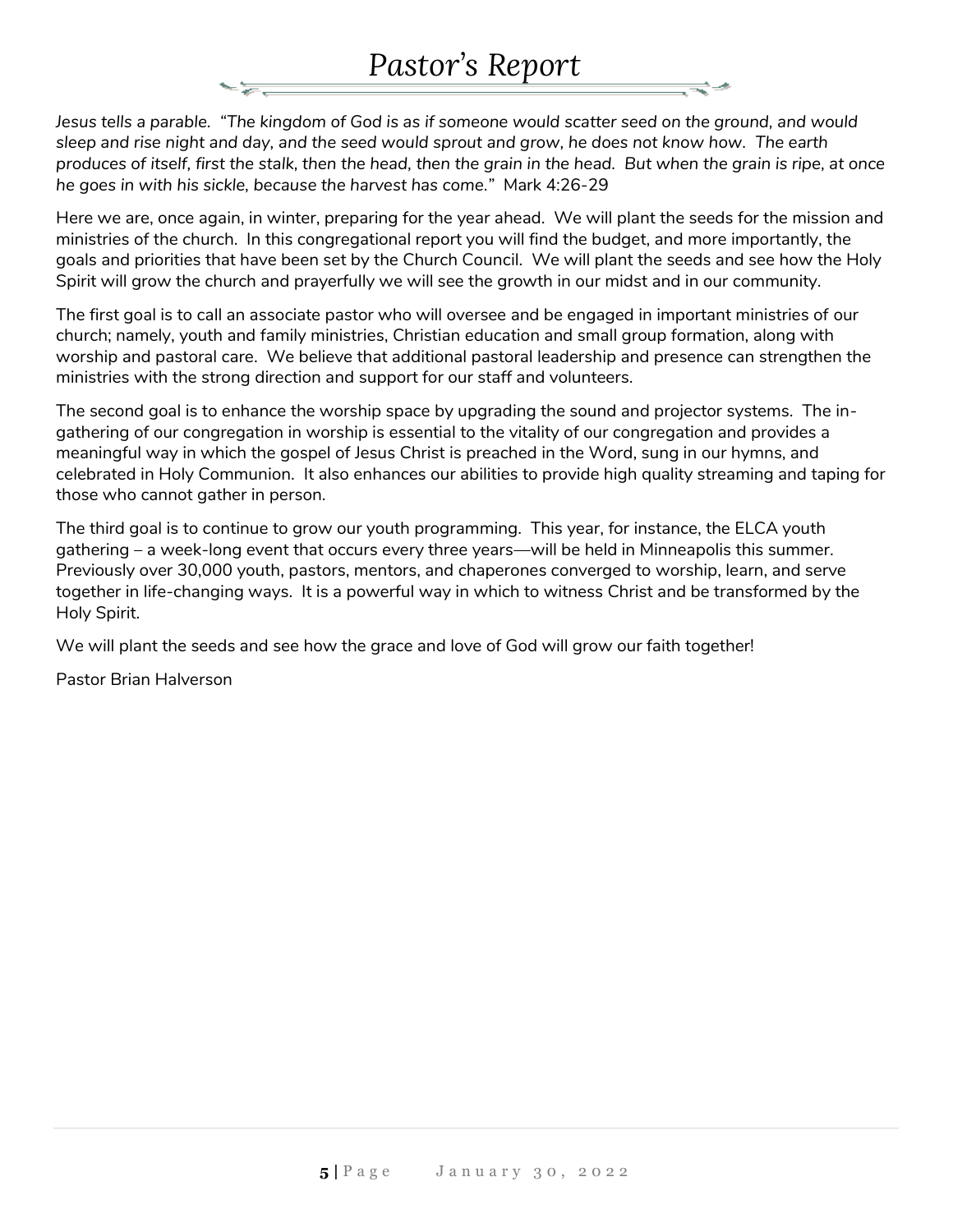# *Pastor's Report*

*Jesus tells a parable. "The kingdom of God is as if someone would scatter seed on the ground, and would sleep and rise night and day, and the seed would sprout and grow, he does not know how. The earth produces of itself, first the stalk, then the head, then the grain in the head. But when the grain is ripe, at once he goes in with his sickle, because the harvest has come."* Mark 4:26-29

Here we are, once again, in winter, preparing for the year ahead. We will plant the seeds for the mission and ministries of the church. In this congregational report you will find the budget, and more importantly, the goals and priorities that have been set by the Church Council. We will plant the seeds and see how the Holy Spirit will grow the church and prayerfully we will see the growth in our midst and in our community.

The first goal is to call an associate pastor who will oversee and be engaged in important ministries of our church; namely, youth and family ministries, Christian education and small group formation, along with worship and pastoral care. We believe that additional pastoral leadership and presence can strengthen the ministries with the strong direction and support for our staff and volunteers.

The second goal is to enhance the worship space by upgrading the sound and projector systems. The in-gathering of our congregation in worship is essential to the vitality of our congregation and provides a meaningful way in which the gospel of Jesus Christ is preached in the Word, sung in our hymns, and celebrated in Holy Communion. It also enhances our abilities to provide high quality streaming and taping for those who cannot gather in person.

The third goal is to continue to grow our youth programming. This year, for instance, the ELCA youth gathering – a week-long event that occurs every three years—will be held in Minneapolis this summer. Previously over 30,000 youth, pastors, mentors, and chaperones converged to worship, learn, and serve together in life-changing ways. It is a powerful way in which to witness Christ and be transformed by the Holy Spirit.

We will plant the seeds and see how the grace and love of God will grow our faith together!

Pastor Brian Halverson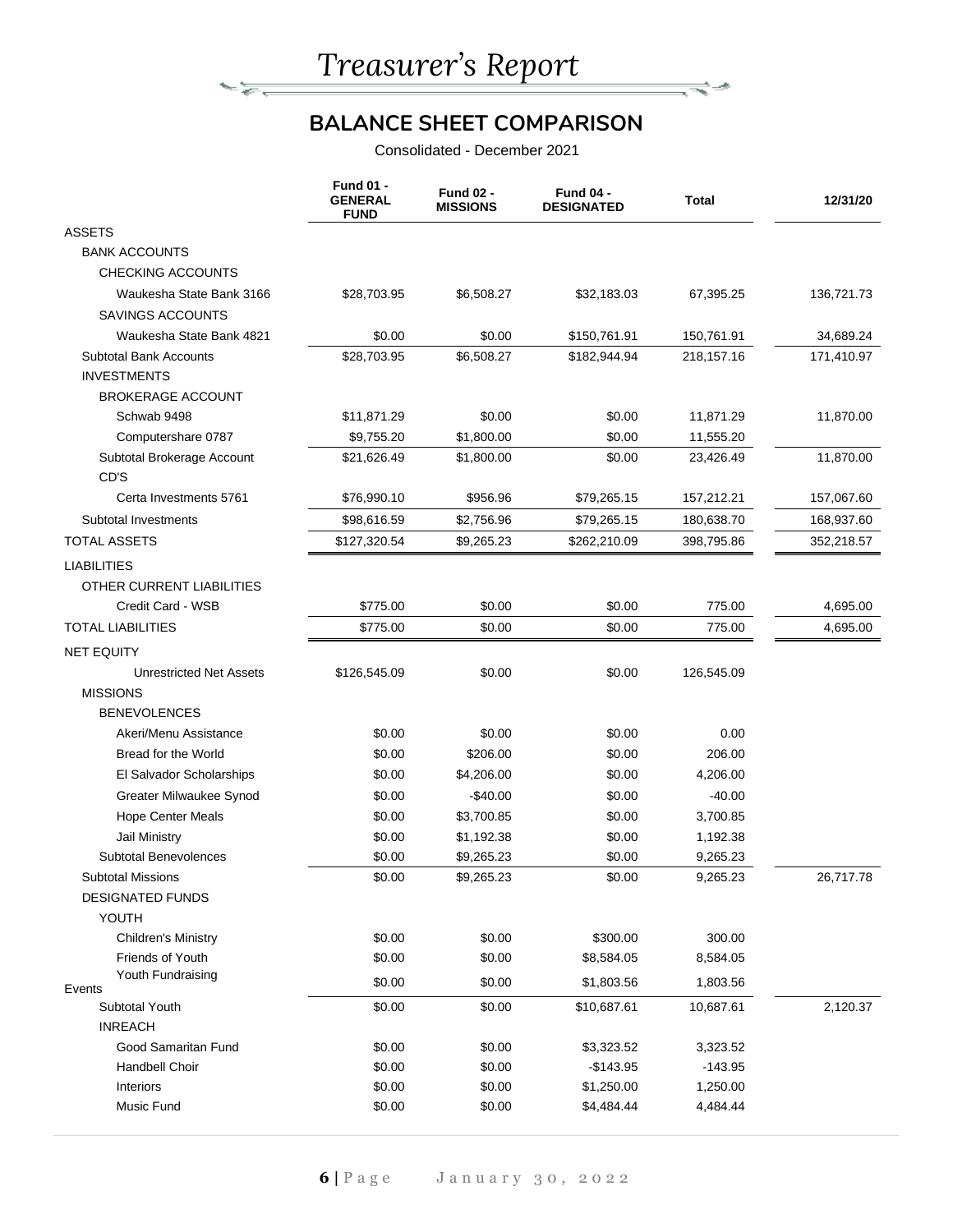# Treasurer's Report

## BALANCE SHEET COMPARISON

Consolidated - December 2021

| | Fund 01 - GENERAL FUND | Fund 02 - MISSIONS | Fund 04 - DESIGNATED | Total | 12/31/20 |
|---|---|---|---|---|---|
| ASSETS | | | | | |
| BANK ACCOUNTS | | | | | |
| CHECKING ACCOUNTS | | | | | |
| Waukesha State Bank 3166 | $28,703.95 | $6,508.27 | $32,183.03 | 67,395.25 | 136,721.73 |
| SAVINGS ACCOUNTS | | | | | |
| Waukesha State Bank 4821 | $0.00 | $0.00 | $150,761.91 | 150,761.91 | 34,689.24 |
| Subtotal Bank Accounts | $28,703.95 | $6,508.27 | $182,944.94 | 218,157.16 | 171,410.97 |
| INVESTMENTS | | | | | |
| BROKERAGE ACCOUNT | | | | | |
| Schwab 9498 | $11,871.29 | $0.00 | $0.00 | 11,871.29 | 11,870.00 |
| Computershare 0787 | $9,755.20 | $1,800.00 | $0.00 | 11,555.20 | |
| Subtotal Brokerage Account | $21,626.49 | $1,800.00 | $0.00 | 23,426.49 | 11,870.00 |
| CD'S | | | | | |
| Certa Investments 5761 | $76,990.10 | $956.96 | $79,265.15 | 157,212.21 | 157,067.60 |
| Subtotal Investments | $98,616.59 | $2,756.96 | $79,265.15 | 180,638.70 | 168,937.60 |
| TOTAL ASSETS | $127,320.54 | $9,265.23 | $262,210.09 | 398,795.86 | 352,218.57 |
| LIABILITIES | | | | | |
| OTHER CURRENT LIABILITIES | | | | | |
| Credit Card - WSB | $775.00 | $0.00 | $0.00 | 775.00 | 4,695.00 |
| TOTAL LIABILITIES | $775.00 | $0.00 | $0.00 | 775.00 | 4,695.00 |
| NET EQUITY | | | | | |
| Unrestricted Net Assets | $126,545.09 | $0.00 | $0.00 | 126,545.09 | |
| MISSIONS | | | | | |
| BENEVOLENCES | | | | | |
| Akeri/Menu Assistance | $0.00 | $0.00 | $0.00 | 0.00 | |
| Bread for the World | $0.00 | $206.00 | $0.00 | 206.00 | |
| El Salvador Scholarships | $0.00 | $4,206.00 | $0.00 | 4,206.00 | |
| Greater Milwaukee Synod | $0.00 | -$40.00 | $0.00 | -40.00 | |
| Hope Center Meals | $0.00 | $3,700.85 | $0.00 | 3,700.85 | |
| Jail Ministry | $0.00 | $1,192.38 | $0.00 | 1,192.38 | |
| Subtotal Benevolences | $0.00 | $9,265.23 | $0.00 | 9,265.23 | |
| Subtotal Missions | $0.00 | $9,265.23 | $0.00 | 9,265.23 | 26,717.78 |
| DESIGNATED FUNDS | | | | | |
| YOUTH | | | | | |
| Children's Ministry | $0.00 | $0.00 | $300.00 | 300.00 | |
| Friends of Youth | $0.00 | $0.00 | $8,584.05 | 8,584.05 | |
| Youth Fundraising Events | $0.00 | $0.00 | $1,803.56 | 1,803.56 | |
| Subtotal Youth | $0.00 | $0.00 | $10,687.61 | 10,687.61 | 2,120.37 |
| INREACH | | | | | |
| Good Samaritan Fund | $0.00 | $0.00 | $3,323.52 | 3,323.52 | |
| Handbell Choir | $0.00 | $0.00 | -$143.95 | -143.95 | |
| Interiors | $0.00 | $0.00 | $1,250.00 | 1,250.00 | |
| Music Fund | $0.00 | $0.00 | $4,484.44 | 4,484.44 | |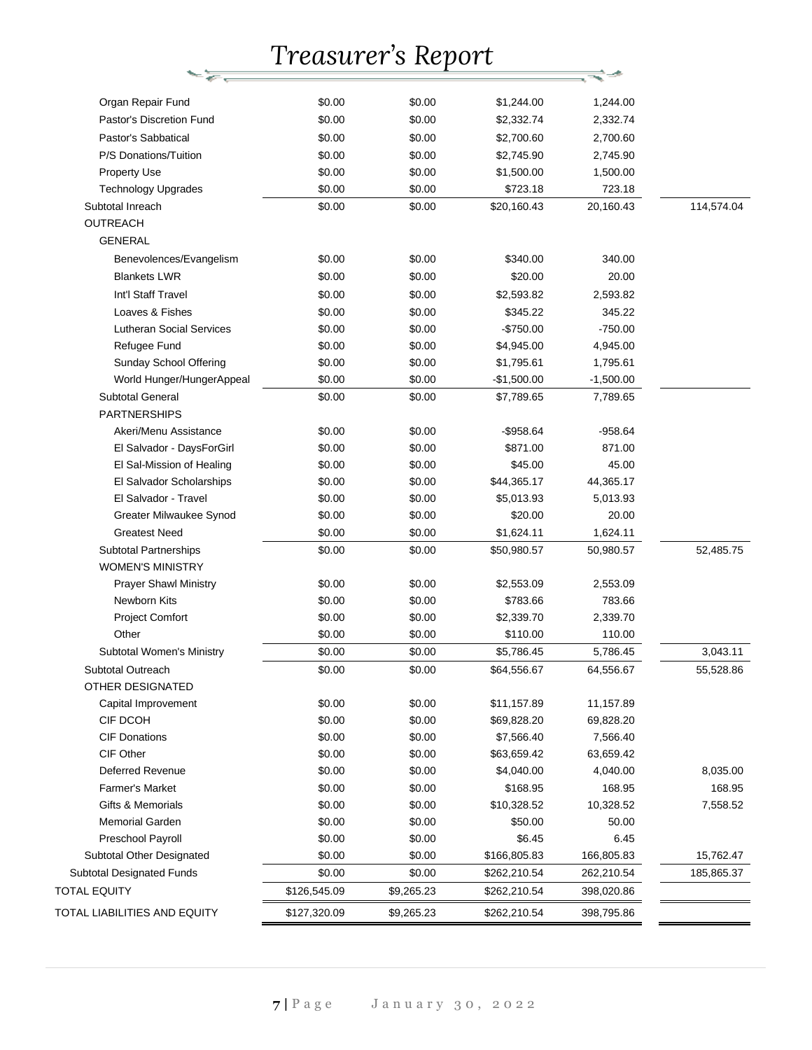# Treasurer's Report

| | | | | | |
|---|---|---|---|---|---|
| Organ Repair Fund | $0.00 | $0.00 | $1,244.00 | 1,244.00 | |
| Pastor's Discretion Fund | $0.00 | $0.00 | $2,332.74 | 2,332.74 | |
| Pastor's Sabbatical | $0.00 | $0.00 | $2,700.60 | 2,700.60 | |
| P/S Donations/Tuition | $0.00 | $0.00 | $2,745.90 | 2,745.90 | |
| Property Use | $0.00 | $0.00 | $1,500.00 | 1,500.00 | |
| Technology Upgrades | $0.00 | $0.00 | $723.18 | 723.18 | |
| Subtotal Inreach | $0.00 | $0.00 | $20,160.43 | 20,160.43 | 114,574.04 |
| OUTREACH | | | | | |
| GENERAL | | | | | |
| Benevolences/Evangelism | $0.00 | $0.00 | $340.00 | 340.00 | |
| Blankets LWR | $0.00 | $0.00 | $20.00 | 20.00 | |
| Int'l Staff Travel | $0.00 | $0.00 | $2,593.82 | 2,593.82 | |
| Loaves & Fishes | $0.00 | $0.00 | $345.22 | 345.22 | |
| Lutheran Social Services | $0.00 | $0.00 | -$750.00 | -750.00 | |
| Refugee Fund | $0.00 | $0.00 | $4,945.00 | 4,945.00 | |
| Sunday School Offering | $0.00 | $0.00 | $1,795.61 | 1,795.61 | |
| World Hunger/HungerAppeal | $0.00 | $0.00 | -$1,500.00 | -1,500.00 | |
| Subtotal General | $0.00 | $0.00 | $7,789.65 | 7,789.65 | |
| PARTNERSHIPS | | | | | |
| Akeri/Menu Assistance | $0.00 | $0.00 | -$958.64 | -958.64 | |
| El Salvador - DaysForGirl | $0.00 | $0.00 | $871.00 | 871.00 | |
| El Sal-Mission of Healing | $0.00 | $0.00 | $45.00 | 45.00 | |
| El Salvador Scholarships | $0.00 | $0.00 | $44,365.17 | 44,365.17 | |
| El Salvador - Travel | $0.00 | $0.00 | $5,013.93 | 5,013.93 | |
| Greater Milwaukee Synod | $0.00 | $0.00 | $20.00 | 20.00 | |
| Greatest Need | $0.00 | $0.00 | $1,624.11 | 1,624.11 | |
| Subtotal Partnerships | $0.00 | $0.00 | $50,980.57 | 50,980.57 | 52,485.75 |
| WOMEN'S MINISTRY | | | | | |
| Prayer Shawl Ministry | $0.00 | $0.00 | $2,553.09 | 2,553.09 | |
| Newborn Kits | $0.00 | $0.00 | $783.66 | 783.66 | |
| Project Comfort | $0.00 | $0.00 | $2,339.70 | 2,339.70 | |
| Other | $0.00 | $0.00 | $110.00 | 110.00 | |
| Subtotal Women's Ministry | $0.00 | $0.00 | $5,786.45 | 5,786.45 | 3,043.11 |
| Subtotal Outreach | $0.00 | $0.00 | $64,556.67 | 64,556.67 | 55,528.86 |
| OTHER DESIGNATED | | | | | |
| Capital Improvement | $0.00 | $0.00 | $11,157.89 | 11,157.89 | |
| CIF DCOH | $0.00 | $0.00 | $69,828.20 | 69,828.20 | |
| CIF Donations | $0.00 | $0.00 | $7,566.40 | 7,566.40 | |
| CIF Other | $0.00 | $0.00 | $63,659.42 | 63,659.42 | |
| Deferred Revenue | $0.00 | $0.00 | $4,040.00 | 4,040.00 | 8,035.00 |
| Farmer's Market | $0.00 | $0.00 | $168.95 | 168.95 | 168.95 |
| Gifts & Memorials | $0.00 | $0.00 | $10,328.52 | 10,328.52 | 7,558.52 |
| Memorial Garden | $0.00 | $0.00 | $50.00 | 50.00 | |
| Preschool Payroll | $0.00 | $0.00 | $6.45 | 6.45 | |
| Subtotal Other Designated | $0.00 | $0.00 | $166,805.83 | 166,805.83 | 15,762.47 |
| Subtotal Designated Funds | $0.00 | $0.00 | $262,210.54 | 262,210.54 | 185,865.37 |
| TOTAL EQUITY | $126,545.09 | $9,265.23 | $262,210.54 | 398,020.86 | |
| TOTAL LIABILITIES AND EQUITY | $127,320.09 | $9,265.23 | $262,210.54 | 398,795.86 | |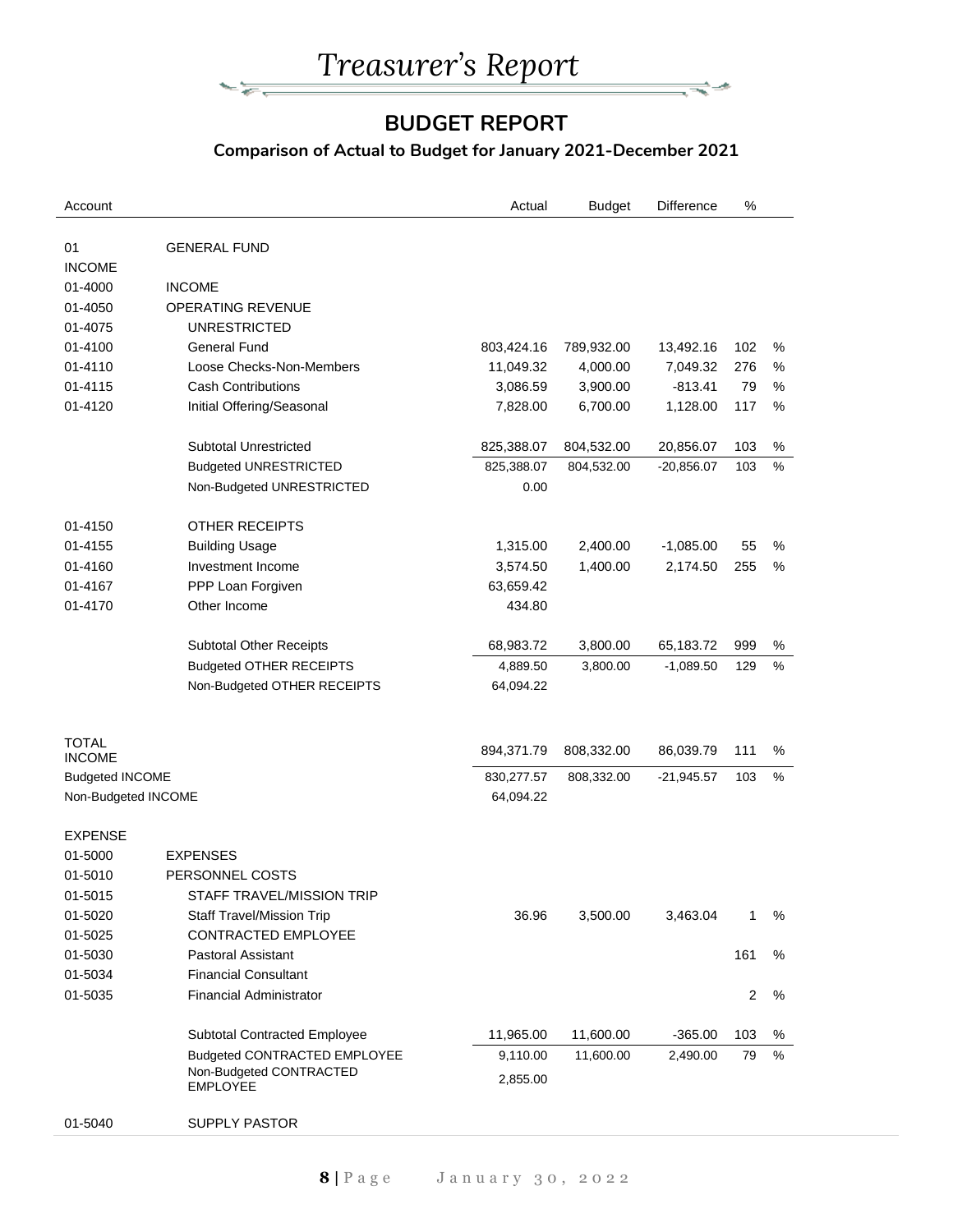# Treasurer's Report

## BUDGET REPORT

### Comparison of Actual to Budget for January 2021-December 2021

| Account | | Actual | Budget | Difference | % |
|---|---|---|---|---|---|
| 01 | GENERAL FUND | | | | |
| INCOME | | | | | |
| 01-4000 | INCOME | | | | |
| 01-4050 | OPERATING REVENUE | | | | |
| 01-4075 | UNRESTRICTED | | | | |
| 01-4100 | General Fund | 803,424.16 | 789,932.00 | 13,492.16 | 102 % |
| 01-4110 | Loose Checks-Non-Members | 11,049.32 | 4,000.00 | 7,049.32 | 276 % |
| 01-4115 | Cash Contributions | 3,086.59 | 3,900.00 | -813.41 | 79 % |
| 01-4120 | Initial Offering/Seasonal | 7,828.00 | 6,700.00 | 1,128.00 | 117 % |
| | Subtotal Unrestricted | 825,388.07 | 804,532.00 | 20,856.07 | 103 % |
| | Budgeted UNRESTRICTED | 825,388.07 | 804,532.00 | -20,856.07 | 103 % |
| | Non-Budgeted UNRESTRICTED | 0.00 | | | |
| 01-4150 | OTHER RECEIPTS | | | | |
| 01-4155 | Building Usage | 1,315.00 | 2,400.00 | -1,085.00 | 55 % |
| 01-4160 | Investment Income | 3,574.50 | 1,400.00 | 2,174.50 | 255 % |
| 01-4167 | PPP Loan Forgiven | 63,659.42 | | | |
| 01-4170 | Other Income | 434.80 | | | |
| | Subtotal Other Receipts | 68,983.72 | 3,800.00 | 65,183.72 | 999 % |
| | Budgeted OTHER RECEIPTS | 4,889.50 | 3,800.00 | -1,089.50 | 129 % |
| | Non-Budgeted OTHER RECEIPTS | 64,094.22 | | | |
| TOTAL INCOME | | 894,371.79 | 808,332.00 | 86,039.79 | 111 % |
| Budgeted INCOME | | 830,277.57 | 808,332.00 | -21,945.57 | 103 % |
| Non-Budgeted INCOME | | 64,094.22 | | | |
| EXPENSE | | | | | |
| 01-5000 | EXPENSES | | | | |
| 01-5010 | PERSONNEL COSTS | | | | |
| 01-5015 | STAFF TRAVEL/MISSION TRIP | | | | |
| 01-5020 | Staff Travel/Mission Trip | 36.96 | 3,500.00 | 3,463.04 | 1 % |
| 01-5025 | CONTRACTED EMPLOYEE | | | | |
| 01-5030 | Pastoral Assistant | | | | 161 % |
| 01-5034 | Financial Consultant | | | | |
| 01-5035 | Financial Administrator | | | | 2 % |
| | Subtotal Contracted Employee | 11,965.00 | 11,600.00 | -365.00 | 103 % |
| | Budgeted CONTRACTED EMPLOYEE | 9,110.00 | 11,600.00 | 2,490.00 | 79 % |
| | Non-Budgeted CONTRACTED EMPLOYEE | 2,855.00 | | | |
| 01-5040 | SUPPLY PASTOR | | | | |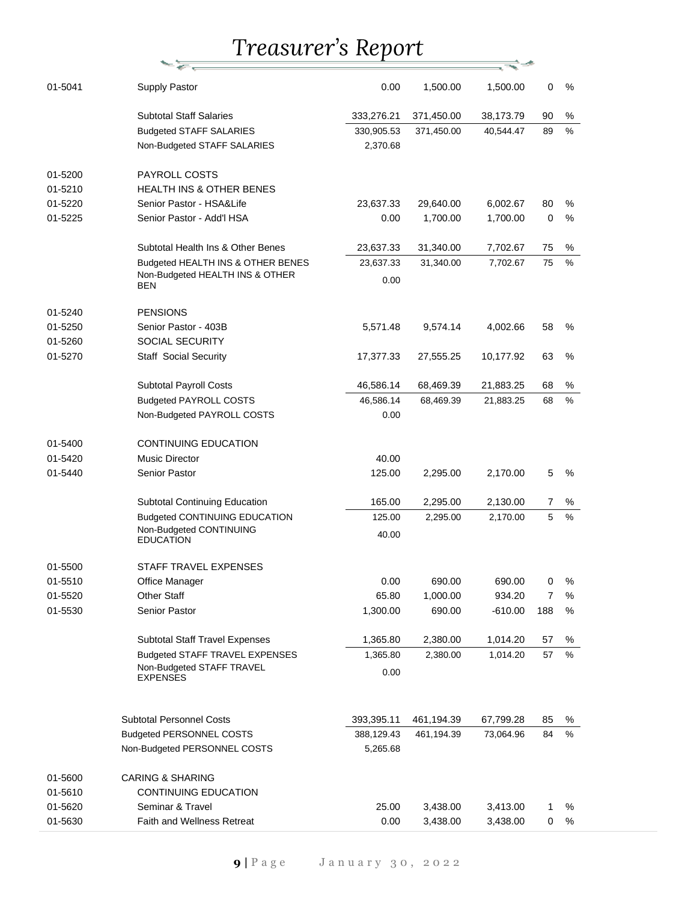# Treasurer's Report

| | | | | | |
|---|---|---|---|---|---|
| 01-5041 | Supply Pastor | 0.00 | 1,500.00 | 1,500.00 | 0 % |
| | Subtotal Staff Salaries | 333,276.21 | 371,450.00 | 38,173.79 | 90 % |
| | Budgeted STAFF SALARIES | 330,905.53 | 371,450.00 | 40,544.47 | 89 % |
| | Non-Budgeted STAFF SALARIES | 2,370.68 | | | |
| 01-5200 | PAYROLL COSTS | | | | |
| 01-5210 | HEALTH INS & OTHER BENES | | | | |
| 01-5220 | Senior Pastor - HSA&Life | 23,637.33 | 29,640.00 | 6,002.67 | 80 % |
| 01-5225 | Senior Pastor - Add'l HSA | 0.00 | 1,700.00 | 1,700.00 | 0 % |
| | Subtotal Health Ins & Other Benes | 23,637.33 | 31,340.00 | 7,702.67 | 75 % |
| | Budgeted HEALTH INS & OTHER BENES | 23,637.33 | 31,340.00 | 7,702.67 | 75 % |
| | Non-Budgeted HEALTH INS & OTHER BEN | 0.00 | | | |
| 01-5240 | PENSIONS | | | | |
| 01-5250 | Senior Pastor - 403B | 5,571.48 | 9,574.14 | 4,002.66 | 58 % |
| 01-5260 | SOCIAL SECURITY | | | | |
| 01-5270 | Staff Social Security | 17,377.33 | 27,555.25 | 10,177.92 | 63 % |
| | Subtotal Payroll Costs | 46,586.14 | 68,469.39 | 21,883.25 | 68 % |
| | Budgeted PAYROLL COSTS | 46,586.14 | 68,469.39 | 21,883.25 | 68 % |
| | Non-Budgeted PAYROLL COSTS | 0.00 | | | |
| 01-5400 | CONTINUING EDUCATION | | | | |
| 01-5420 | Music Director | 40.00 | | | |
| 01-5440 | Senior Pastor | 125.00 | 2,295.00 | 2,170.00 | 5 % |
| | Subtotal Continuing Education | 165.00 | 2,295.00 | 2,130.00 | 7 % |
| | Budgeted CONTINUING EDUCATION | 125.00 | 2,295.00 | 2,170.00 | 5 % |
| | Non-Budgeted CONTINUING EDUCATION | 40.00 | | | |
| 01-5500 | STAFF TRAVEL EXPENSES | | | | |
| 01-5510 | Office Manager | 0.00 | 690.00 | 690.00 | 0 % |
| 01-5520 | Other Staff | 65.80 | 1,000.00 | 934.20 | 7 % |
| 01-5530 | Senior Pastor | 1,300.00 | 690.00 | -610.00 | 188 % |
| | Subtotal Staff Travel Expenses | 1,365.80 | 2,380.00 | 1,014.20 | 57 % |
| | Budgeted STAFF TRAVEL EXPENSES | 1,365.80 | 2,380.00 | 1,014.20 | 57 % |
| | Non-Budgeted STAFF TRAVEL EXPENSES | 0.00 | | | |
| | Subtotal Personnel Costs | 393,395.11 | 461,194.39 | 67,799.28 | 85 % |
| | Budgeted PERSONNEL COSTS | 388,129.43 | 461,194.39 | 73,064.96 | 84 % |
| | Non-Budgeted PERSONNEL COSTS | 5,265.68 | | | |
| 01-5600 | CARING & SHARING | | | | |
| 01-5610 | CONTINUING EDUCATION | | | | |
| 01-5620 | Seminar & Travel | 25.00 | 3,438.00 | 3,413.00 | 1 % |
| 01-5630 | Faith and Wellness Retreat | 0.00 | 3,438.00 | 3,438.00 | 0 % |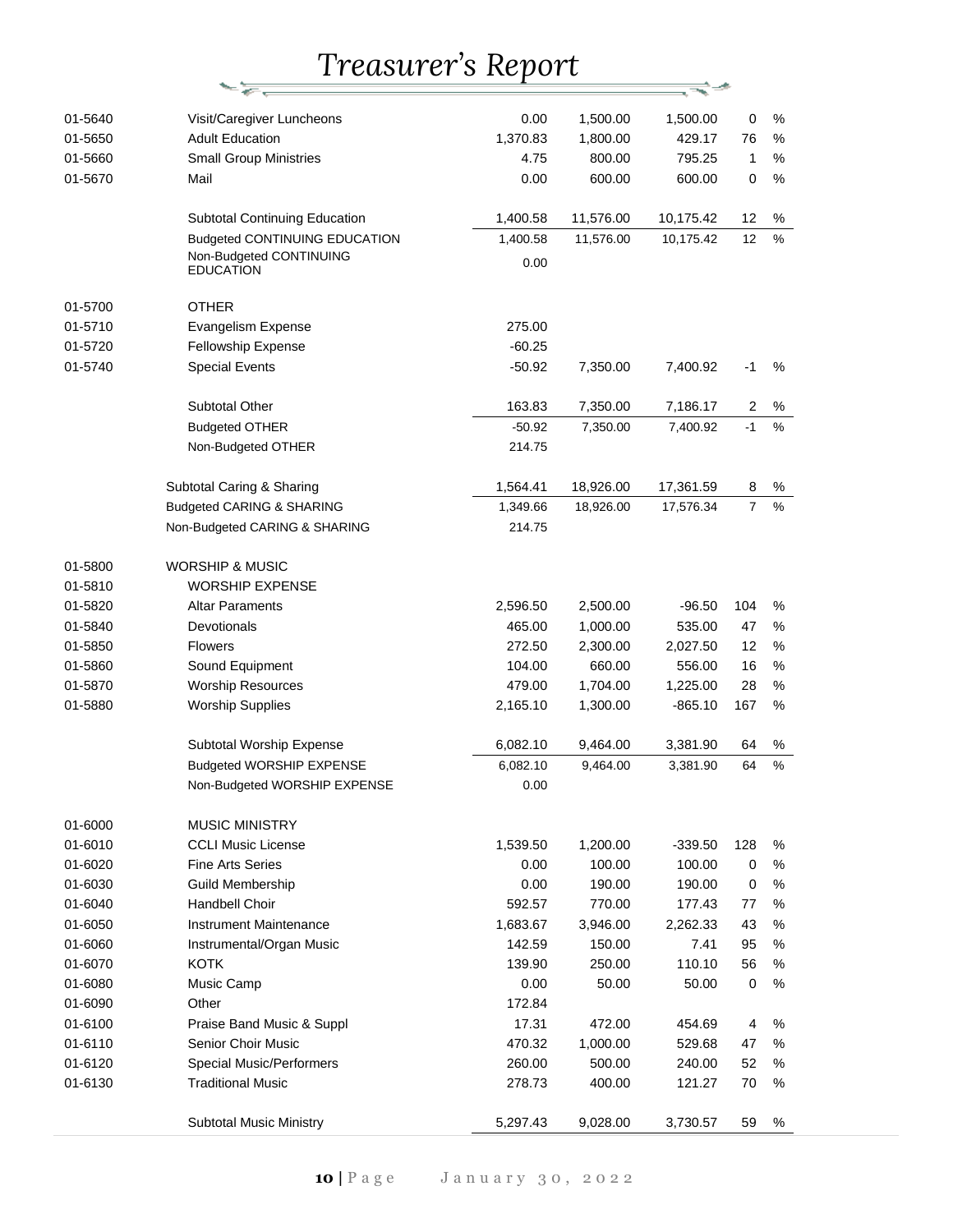# Treasurer's Report

| | | | | | |
|---|---|---|---|---|---|
| 01-5640 | Visit/Caregiver Luncheons | 0.00 | 1,500.00 | 1,500.00 | 0 % |
| 01-5650 | Adult Education | 1,370.83 | 1,800.00 | 429.17 | 76 % |
| 01-5660 | Small Group Ministries | 4.75 | 800.00 | 795.25 | 1 % |
| 01-5670 | Mail | 0.00 | 600.00 | 600.00 | 0 % |
| | Subtotal Continuing Education | 1,400.58 | 11,576.00 | 10,175.42 | 12 % |
| | Budgeted CONTINUING EDUCATION | 1,400.58 | 11,576.00 | 10,175.42 | 12 % |
| | Non-Budgeted CONTINUING EDUCATION | 0.00 | | | |
| 01-5700 | OTHER | | | | |
| 01-5710 | Evangelism Expense | 275.00 | | | |
| 01-5720 | Fellowship Expense | -60.25 | | | |
| 01-5740 | Special Events | -50.92 | 7,350.00 | 7,400.92 | -1 % |
| | Subtotal Other | 163.83 | 7,350.00 | 7,186.17 | 2 % |
| | Budgeted OTHER | -50.92 | 7,350.00 | 7,400.92 | -1 % |
| | Non-Budgeted OTHER | 214.75 | | | |
| | Subtotal Caring & Sharing | 1,564.41 | 18,926.00 | 17,361.59 | 8 % |
| | Budgeted CARING & SHARING | 1,349.66 | 18,926.00 | 17,576.34 | 7 % |
| | Non-Budgeted CARING & SHARING | 214.75 | | | |
| 01-5800 | WORSHIP & MUSIC | | | | |
| 01-5810 | WORSHIP EXPENSE | | | | |
| 01-5820 | Altar Paraments | 2,596.50 | 2,500.00 | -96.50 | 104 % |
| 01-5840 | Devotionals | 465.00 | 1,000.00 | 535.00 | 47 % |
| 01-5850 | Flowers | 272.50 | 2,300.00 | 2,027.50 | 12 % |
| 01-5860 | Sound Equipment | 104.00 | 660.00 | 556.00 | 16 % |
| 01-5870 | Worship Resources | 479.00 | 1,704.00 | 1,225.00 | 28 % |
| 01-5880 | Worship Supplies | 2,165.10 | 1,300.00 | -865.10 | 167 % |
| | Subtotal Worship Expense | 6,082.10 | 9,464.00 | 3,381.90 | 64 % |
| | Budgeted WORSHIP EXPENSE | 6,082.10 | 9,464.00 | 3,381.90 | 64 % |
| | Non-Budgeted WORSHIP EXPENSE | 0.00 | | | |
| 01-6000 | MUSIC MINISTRY | | | | |
| 01-6010 | CCLI Music License | 1,539.50 | 1,200.00 | -339.50 | 128 % |
| 01-6020 | Fine Arts Series | 0.00 | 100.00 | 100.00 | 0 % |
| 01-6030 | Guild Membership | 0.00 | 190.00 | 190.00 | 0 % |
| 01-6040 | Handbell Choir | 592.57 | 770.00 | 177.43 | 77 % |
| 01-6050 | Instrument Maintenance | 1,683.67 | 3,946.00 | 2,262.33 | 43 % |
| 01-6060 | Instrumental/Organ Music | 142.59 | 150.00 | 7.41 | 95 % |
| 01-6070 | KOTK | 139.90 | 250.00 | 110.10 | 56 % |
| 01-6080 | Music Camp | 0.00 | 50.00 | 50.00 | 0 % |
| 01-6090 | Other | 172.84 | | | |
| 01-6100 | Praise Band Music & Suppl | 17.31 | 472.00 | 454.69 | 4 % |
| 01-6110 | Senior Choir Music | 470.32 | 1,000.00 | 529.68 | 47 % |
| 01-6120 | Special Music/Performers | 260.00 | 500.00 | 240.00 | 52 % |
| 01-6130 | Traditional Music | 278.73 | 400.00 | 121.27 | 70 % |
| | Subtotal Music Ministry | 5,297.43 | 9,028.00 | 3,730.57 | 59 % |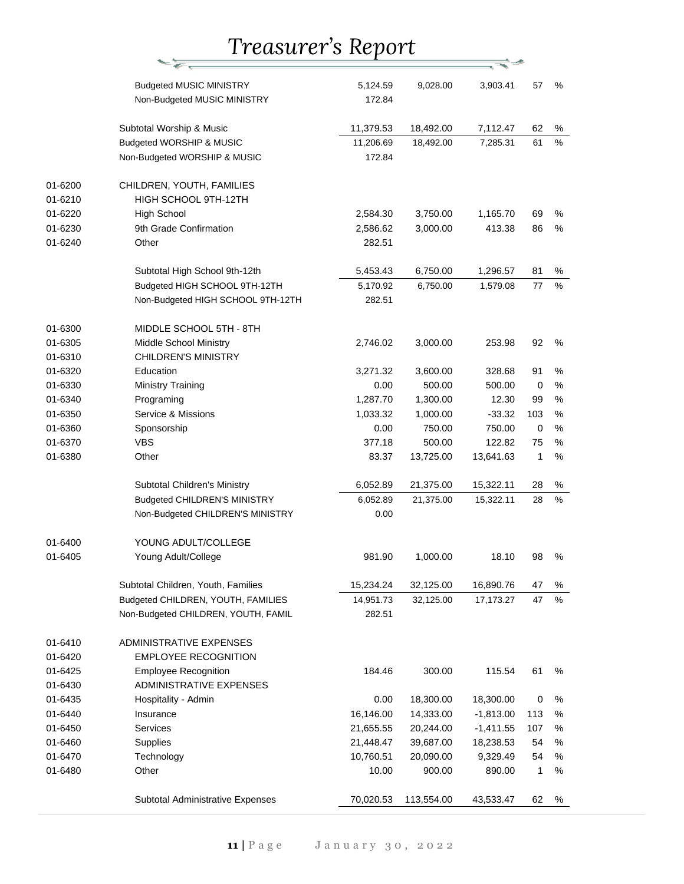# Treasurer's Report

| Account | Description | Actual | Budget | Remaining | % | |
|---|---|---|---|---|---|---|
| | Budgeted MUSIC MINISTRY | 5,124.59 | 9,028.00 | 3,903.41 | 57 | % |
| | Non-Budgeted MUSIC MINISTRY | 172.84 | | | | |
| | Subtotal Worship & Music | 11,379.53 | 18,492.00 | 7,112.47 | 62 | % |
| | Budgeted WORSHIP & MUSIC | 11,206.69 | 18,492.00 | 7,285.31 | 61 | % |
| | Non-Budgeted WORSHIP & MUSIC | 172.84 | | | | |
| 01-6200 | CHILDREN, YOUTH, FAMILIES | | | | | |
| 01-6210 | HIGH SCHOOL 9TH-12TH | | | | | |
| 01-6220 | High School | 2,584.30 | 3,750.00 | 1,165.70 | 69 | % |
| 01-6230 | 9th Grade Confirmation | 2,586.62 | 3,000.00 | 413.38 | 86 | % |
| 01-6240 | Other | 282.51 | | | | |
| | Subtotal High School 9th-12th | 5,453.43 | 6,750.00 | 1,296.57 | 81 | % |
| | Budgeted HIGH SCHOOL 9TH-12TH | 5,170.92 | 6,750.00 | 1,579.08 | 77 | % |
| | Non-Budgeted HIGH SCHOOL 9TH-12TH | 282.51 | | | | |
| 01-6300 | MIDDLE SCHOOL 5TH - 8TH | | | | | |
| 01-6305 | Middle School Ministry | 2,746.02 | 3,000.00 | 253.98 | 92 | % |
| 01-6310 | CHILDREN'S MINISTRY | | | | | |
| 01-6320 | Education | 3,271.32 | 3,600.00 | 328.68 | 91 | % |
| 01-6330 | Ministry Training | 0.00 | 500.00 | 500.00 | 0 | % |
| 01-6340 | Programing | 1,287.70 | 1,300.00 | 12.30 | 99 | % |
| 01-6350 | Service & Missions | 1,033.32 | 1,000.00 | -33.32 | 103 | % |
| 01-6360 | Sponsorship | 0.00 | 750.00 | 750.00 | 0 | % |
| 01-6370 | VBS | 377.18 | 500.00 | 122.82 | 75 | % |
| 01-6380 | Other | 83.37 | 13,725.00 | 13,641.63 | 1 | % |
| | Subtotal Children's Ministry | 6,052.89 | 21,375.00 | 15,322.11 | 28 | % |
| | Budgeted CHILDREN'S MINISTRY | 6,052.89 | 21,375.00 | 15,322.11 | 28 | % |
| | Non-Budgeted CHILDREN'S MINISTRY | 0.00 | | | | |
| 01-6400 | YOUNG ADULT/COLLEGE | | | | | |
| 01-6405 | Young Adult/College | 981.90 | 1,000.00 | 18.10 | 98 | % |
| | Subtotal Children, Youth, Families | 15,234.24 | 32,125.00 | 16,890.76 | 47 | % |
| | Budgeted CHILDREN, YOUTH, FAMILIES | 14,951.73 | 32,125.00 | 17,173.27 | 47 | % |
| | Non-Budgeted CHILDREN, YOUTH, FAMIL | 282.51 | | | | |
| 01-6410 | ADMINISTRATIVE EXPENSES | | | | | |
| 01-6420 | EMPLOYEE RECOGNITION | | | | | |
| 01-6425 | Employee Recognition | 184.46 | 300.00 | 115.54 | 61 | % |
| 01-6430 | ADMINISTRATIVE EXPENSES | | | | | |
| 01-6435 | Hospitality - Admin | 0.00 | 18,300.00 | 18,300.00 | 0 | % |
| 01-6440 | Insurance | 16,146.00 | 14,333.00 | -1,813.00 | 113 | % |
| 01-6450 | Services | 21,655.55 | 20,244.00 | -1,411.55 | 107 | % |
| 01-6460 | Supplies | 21,448.47 | 39,687.00 | 18,238.53 | 54 | % |
| 01-6470 | Technology | 10,760.51 | 20,090.00 | 9,329.49 | 54 | % |
| 01-6480 | Other | 10.00 | 900.00 | 890.00 | 1 | % |
| | Subtotal Administrative Expenses | 70,020.53 | 113,554.00 | 43,533.47 | 62 | % |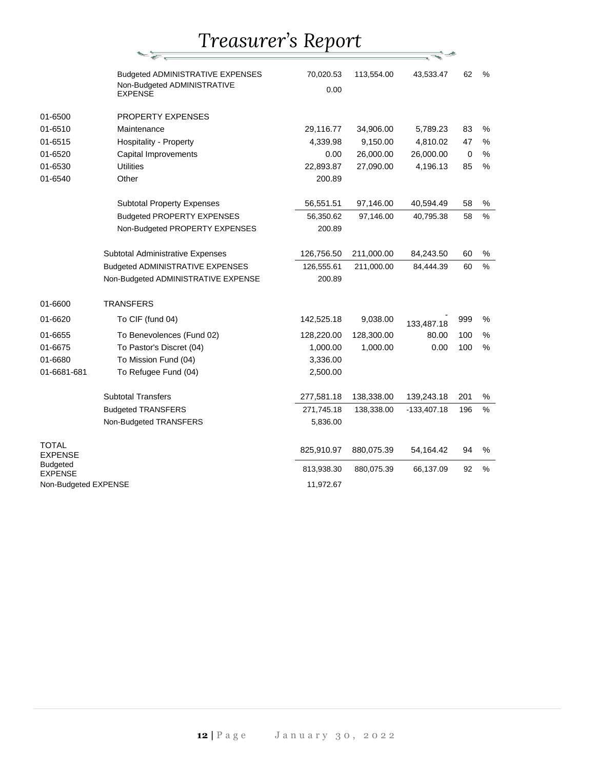# Treasurer's Report

| | | | | | | |
|---|---|---|---|---|---|---|
| | Budgeted ADMINISTRATIVE EXPENSES | 70,020.53 | 113,554.00 | 43,533.47 | 62 | % |
| | Non-Budgeted ADMINISTRATIVE EXPENSE | 0.00 | | | | |
| 01-6500 | PROPERTY EXPENSES | | | | | |
| 01-6510 | Maintenance | 29,116.77 | 34,906.00 | 5,789.23 | 83 | % |
| 01-6515 | Hospitality - Property | 4,339.98 | 9,150.00 | 4,810.02 | 47 | % |
| 01-6520 | Capital Improvements | 0.00 | 26,000.00 | 26,000.00 | 0 | % |
| 01-6530 | Utilities | 22,893.87 | 27,090.00 | 4,196.13 | 85 | % |
| 01-6540 | Other | 200.89 | | | | |
| | Subtotal Property Expenses | 56,551.51 | 97,146.00 | 40,594.49 | 58 | % |
| | Budgeted PROPERTY EXPENSES | 56,350.62 | 97,146.00 | 40,795.38 | 58 | % |
| | Non-Budgeted PROPERTY EXPENSES | 200.89 | | | | |
| | Subtotal Administrative Expenses | 126,756.50 | 211,000.00 | 84,243.50 | 60 | % |
| | Budgeted ADMINISTRATIVE EXPENSES | 126,555.61 | 211,000.00 | 84,444.39 | 60 | % |
| | Non-Budgeted ADMINISTRATIVE EXPENSE | 200.89 | | | | |
| 01-6600 | TRANSFERS | | | | | |
| 01-6620 | To CIF (fund 04) | 142,525.18 | 9,038.00 | -133,487.18 | 999 | % |
| 01-6655 | To Benevolences (Fund 02) | 128,220.00 | 128,300.00 | 80.00 | 100 | % |
| 01-6675 | To Pastor's Discret (04) | 1,000.00 | 1,000.00 | 0.00 | 100 | % |
| 01-6680 | To Mission Fund (04) | 3,336.00 | | | | |
| 01-6681-681 | To Refugee Fund (04) | 2,500.00 | | | | |
| | Subtotal Transfers | 277,581.18 | 138,338.00 | 139,243.18 | 201 | % |
| | Budgeted TRANSFERS | 271,745.18 | 138,338.00 | -133,407.18 | 196 | % |
| | Non-Budgeted TRANSFERS | 5,836.00 | | | | |
| TOTAL EXPENSE | | 825,910.97 | 880,075.39 | 54,164.42 | 94 | % |
| Budgeted EXPENSE | | 813,938.30 | 880,075.39 | 66,137.09 | 92 | % |
| Non-Budgeted EXPENSE | | 11,972.67 | | | | |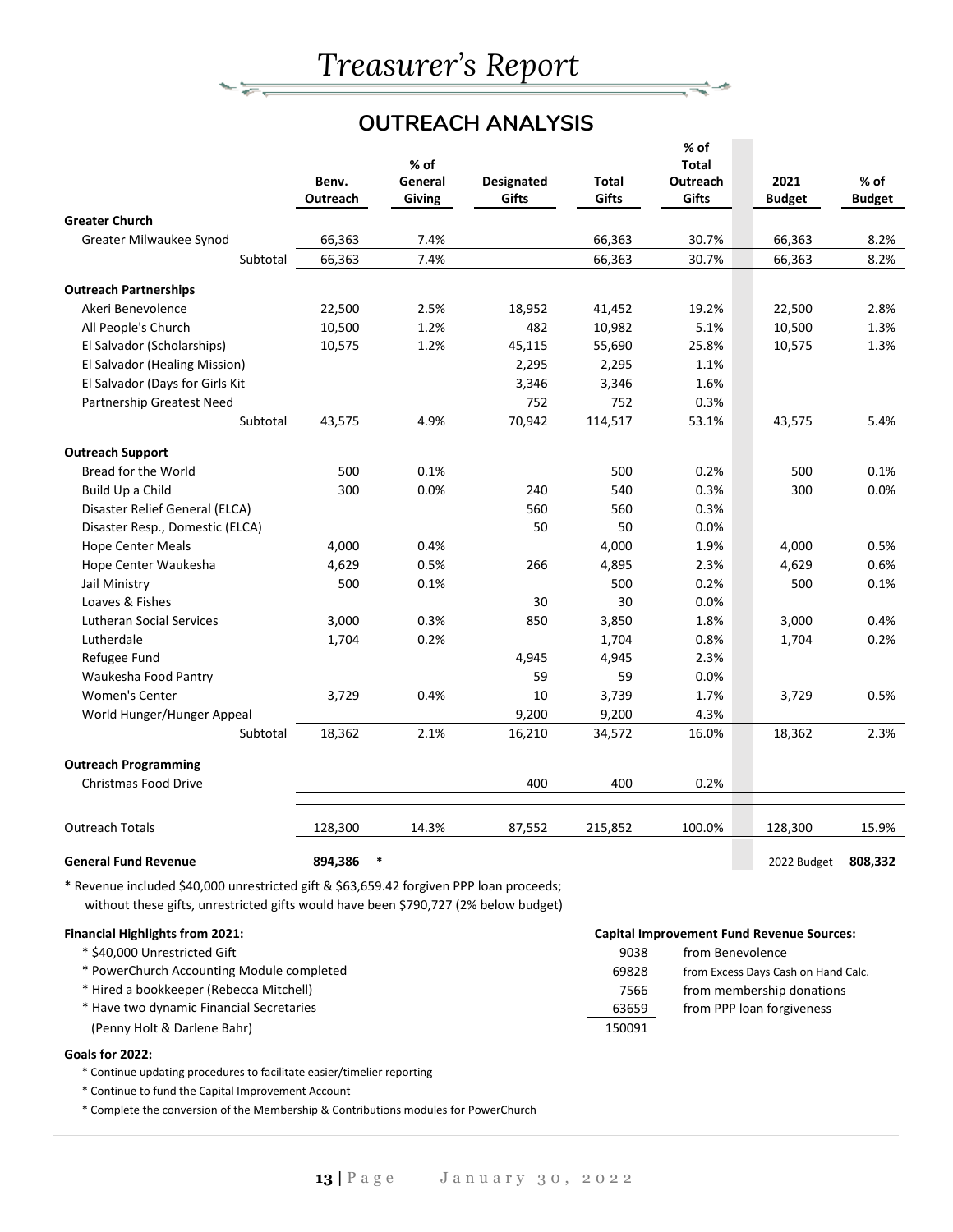# Treasurer's Report

## OUTREACH ANALYSIS

| | Benv. Outreach | % of General Giving | Designated Gifts | Total Gifts | % of Total Outreach Gifts | 2021 Budget | % of Budget |
|---|---|---|---|---|---|---|---|
| **Greater Church** | | | | | | | |
| Greater Milwaukee Synod | 66,363 | 7.4% | | 66,363 | 30.7% | 66,363 | 8.2% |
| Subtotal | 66,363 | 7.4% | | 66,363 | 30.7% | 66,363 | 8.2% |
| **Outreach Partnerships** | | | | | | | |
| Akeri Benevolence | 22,500 | 2.5% | 18,952 | 41,452 | 19.2% | 22,500 | 2.8% |
| All People's Church | 10,500 | 1.2% | 482 | 10,982 | 5.1% | 10,500 | 1.3% |
| El Salvador (Scholarships) | 10,575 | 1.2% | 45,115 | 55,690 | 25.8% | 10,575 | 1.3% |
| El Salvador (Healing Mission) | | | 2,295 | 2,295 | 1.1% | | |
| El Salvador (Days for Girls Kit | | | 3,346 | 3,346 | 1.6% | | |
| Partnership Greatest Need | | | 752 | 752 | 0.3% | | |
| Subtotal | 43,575 | 4.9% | 70,942 | 114,517 | 53.1% | 43,575 | 5.4% |
| **Outreach Support** | | | | | | | |
| Bread for the World | 500 | 0.1% | | 500 | 0.2% | 500 | 0.1% |
| Build Up a Child | 300 | 0.0% | 240 | 540 | 0.3% | 300 | 0.0% |
| Disaster Relief General (ELCA) | | | 560 | 560 | 0.3% | | |
| Disaster Resp., Domestic (ELCA) | | | 50 | 50 | 0.0% | | |
| Hope Center Meals | 4,000 | 0.4% | | 4,000 | 1.9% | 4,000 | 0.5% |
| Hope Center Waukesha | 4,629 | 0.5% | 266 | 4,895 | 2.3% | 4,629 | 0.6% |
| Jail Ministry | 500 | 0.1% | | 500 | 0.2% | 500 | 0.1% |
| Loaves & Fishes | | | 30 | 30 | 0.0% | | |
| Lutheran Social Services | 3,000 | 0.3% | 850 | 3,850 | 1.8% | 3,000 | 0.4% |
| Lutherdale | 1,704 | 0.2% | | 1,704 | 0.8% | 1,704 | 0.2% |
| Refugee Fund | | | 4,945 | 4,945 | 2.3% | | |
| Waukesha Food Pantry | | | 59 | 59 | 0.0% | | |
| Women's Center | 3,729 | 0.4% | 10 | 3,739 | 1.7% | 3,729 | 0.5% |
| World Hunger/Hunger Appeal | | | 9,200 | 9,200 | 4.3% | | |
| Subtotal | 18,362 | 2.1% | 16,210 | 34,572 | 16.0% | 18,362 | 2.3% |
| **Outreach Programming** | | | | | | | |
| Christmas Food Drive | | | 400 | 400 | 0.2% | | |
| Outreach Totals | 128,300 | 14.3% | 87,552 | 215,852 | 100.0% | 128,300 | 15.9% |
| **General Fund Revenue** | **894,386** * | | | | | 2022 Budget | **808,332** |

* Revenue included $40,000 unrestricted gift & $63,659.42 forgiven PPP loan proceeds; without these gifts, unrestricted gifts would have been $790,727 (2% below budget)

**Financial Highlights from 2021:**

* $40,000 Unrestricted Gift
* PowerChurch Accounting Module completed
* Hired a bookkeeper (Rebecca Mitchell)
* Have two dynamic Financial Secretaries (Penny Holt & Darlene Bahr)

**Capital Improvement Fund Revenue Sources:**

| Amount | Source |
|---|---|
| 9038 | from Benevolence |
| 69828 | from Excess Days Cash on Hand Calc. |
| 7566 | from membership donations |
| 63659 | from PPP loan forgiveness |
| 150091 | |

**Goals for 2022:**

* Continue updating procedures to facilitate easier/timelier reporting
* Continue to fund the Capital Improvement Account
* Complete the conversion of the Membership & Contributions modules for PowerChurch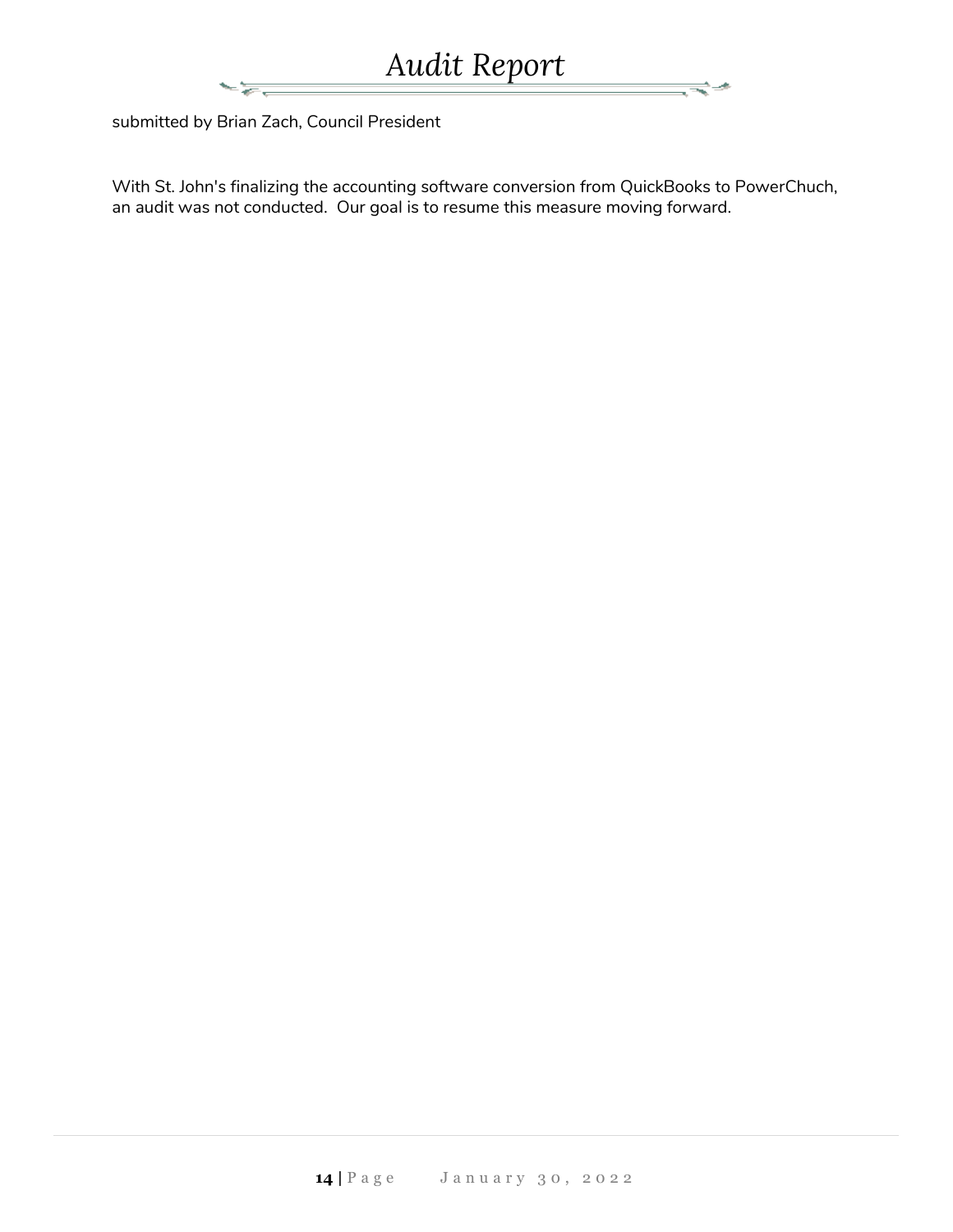# Audit Report

submitted by Brian Zach, Council President

With St. John's finalizing the accounting software conversion from QuickBooks to PowerChuch, an audit was not conducted. Our goal is to resume this measure moving forward.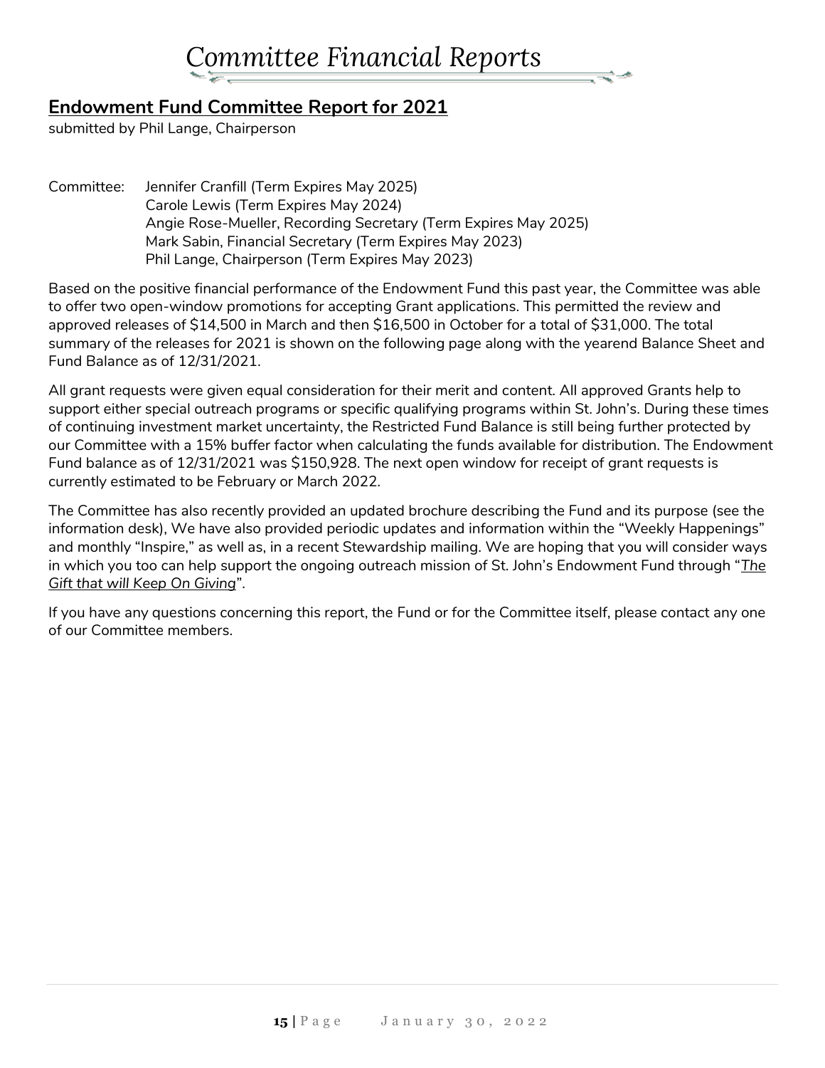# Committee Financial Reports

## Endowment Fund Committee Report for 2021

submitted by Phil Lange, Chairperson

Committee: Jennifer Cranfill (Term Expires May 2025)
Carole Lewis (Term Expires May 2024)
Angie Rose-Mueller, Recording Secretary (Term Expires May 2025)
Mark Sabin, Financial Secretary (Term Expires May 2023)
Phil Lange, Chairperson (Term Expires May 2023)

Based on the positive financial performance of the Endowment Fund this past year, the Committee was able to offer two open-window promotions for accepting Grant applications. This permitted the review and approved releases of $14,500 in March and then $16,500 in October for a total of $31,000. The total summary of the releases for 2021 is shown on the following page along with the yearend Balance Sheet and Fund Balance as of 12/31/2021.

All grant requests were given equal consideration for their merit and content. All approved Grants help to support either special outreach programs or specific qualifying programs within St. John's. During these times of continuing investment market uncertainty, the Restricted Fund Balance is still being further protected by our Committee with a 15% buffer factor when calculating the funds available for distribution. The Endowment Fund balance as of 12/31/2021 was $150,928. The next open window for receipt of grant requests is currently estimated to be February or March 2022.

The Committee has also recently provided an updated brochure describing the Fund and its purpose (see the information desk), We have also provided periodic updates and information within the "Weekly Happenings" and monthly "Inspire," as well as, in a recent Stewardship mailing. We are hoping that you will consider ways in which you too can help support the ongoing outreach mission of St. John's Endowment Fund through "*The Gift that will Keep On Giving*".

If you have any questions concerning this report, the Fund or for the Committee itself, please contact any one of our Committee members.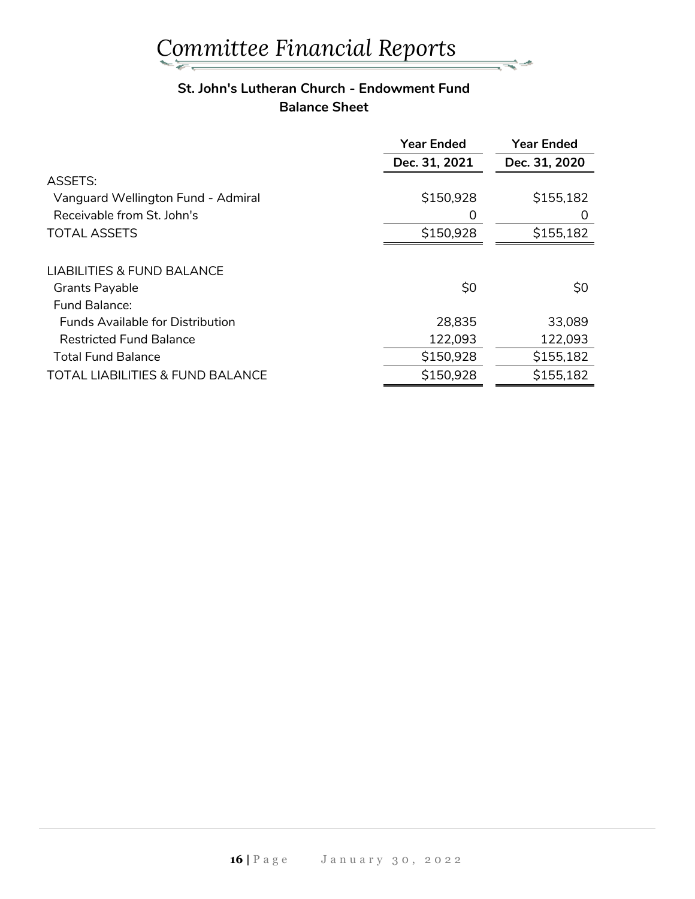# Committee Financial Reports

**St. John's Lutheran Church - Endowment Fund**
**Balance Sheet**

| | Year Ended Dec. 31, 2021 | Year Ended Dec. 31, 2020 |
|---|---|---|
| ASSETS: | | |
| Vanguard Wellington Fund - Admiral | $150,928 | $155,182 |
| Receivable from St. John's | 0 | 0 |
| TOTAL ASSETS | $150,928 | $155,182 |
| | | |
| LIABILITIES & FUND BALANCE | | |
| Grants Payable | $0 | $0 |
| Fund Balance: | | |
| Funds Available for Distribution | 28,835 | 33,089 |
| Restricted Fund Balance | 122,093 | 122,093 |
| Total Fund Balance | $150,928 | $155,182 |
| TOTAL LIABILITIES & FUND BALANCE | $150,928 | $155,182 |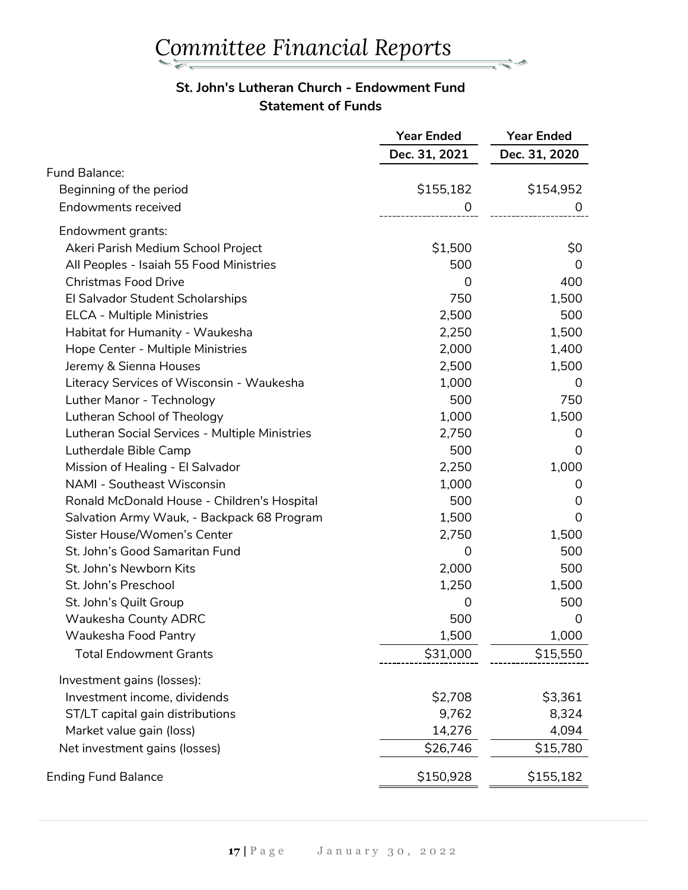# *Committee Financial Reports*

**St. John's Lutheran Church - Endowment Fund**
**Statement of Funds**

| | Year Ended Dec. 31, 2021 | Year Ended Dec. 31, 2020 |
|---|---|---|
| Fund Balance: | | |
| Beginning of the period | $155,182 | $154,952 |
| Endowments received | 0 | 0 |
| Endowment grants: | | |
| Akeri Parish Medium School Project | $1,500 | $0 |
| All Peoples - Isaiah 55 Food Ministries | 500 | 0 |
| Christmas Food Drive | 0 | 400 |
| El Salvador Student Scholarships | 750 | 1,500 |
| ELCA - Multiple Ministries | 2,500 | 500 |
| Habitat for Humanity - Waukesha | 2,250 | 1,500 |
| Hope Center - Multiple Ministries | 2,000 | 1,400 |
| Jeremy & Sienna Houses | 2,500 | 1,500 |
| Literacy Services of Wisconsin - Waukesha | 1,000 | 0 |
| Luther Manor - Technology | 500 | 750 |
| Lutheran School of Theology | 1,000 | 1,500 |
| Lutheran Social Services - Multiple Ministries | 2,750 | 0 |
| Lutherdale Bible Camp | 500 | 0 |
| Mission of Healing - El Salvador | 2,250 | 1,000 |
| NAMI - Southeast Wisconsin | 1,000 | 0 |
| Ronald McDonald House - Children's Hospital | 500 | 0 |
| Salvation Army Wauk, - Backpack 68 Program | 1,500 | 0 |
| Sister House/Women's Center | 2,750 | 1,500 |
| St. John's Good Samaritan Fund | 0 | 500 |
| St. John's Newborn Kits | 2,000 | 500 |
| St. John's Preschool | 1,250 | 1,500 |
| St. John's Quilt Group | 0 | 500 |
| Waukesha County ADRC | 500 | 0 |
| Waukesha Food Pantry | 1,500 | 1,000 |
| Total Endowment Grants | $31,000 | $15,550 |
| Investment gains (losses): | | |
| Investment income, dividends | $2,708 | $3,361 |
| ST/LT capital gain distributions | 9,762 | 8,324 |
| Market value gain (loss) | 14,276 | 4,094 |
| Net investment gains (losses) | $26,746 | $15,780 |
| Ending Fund Balance | $150,928 | $155,182 |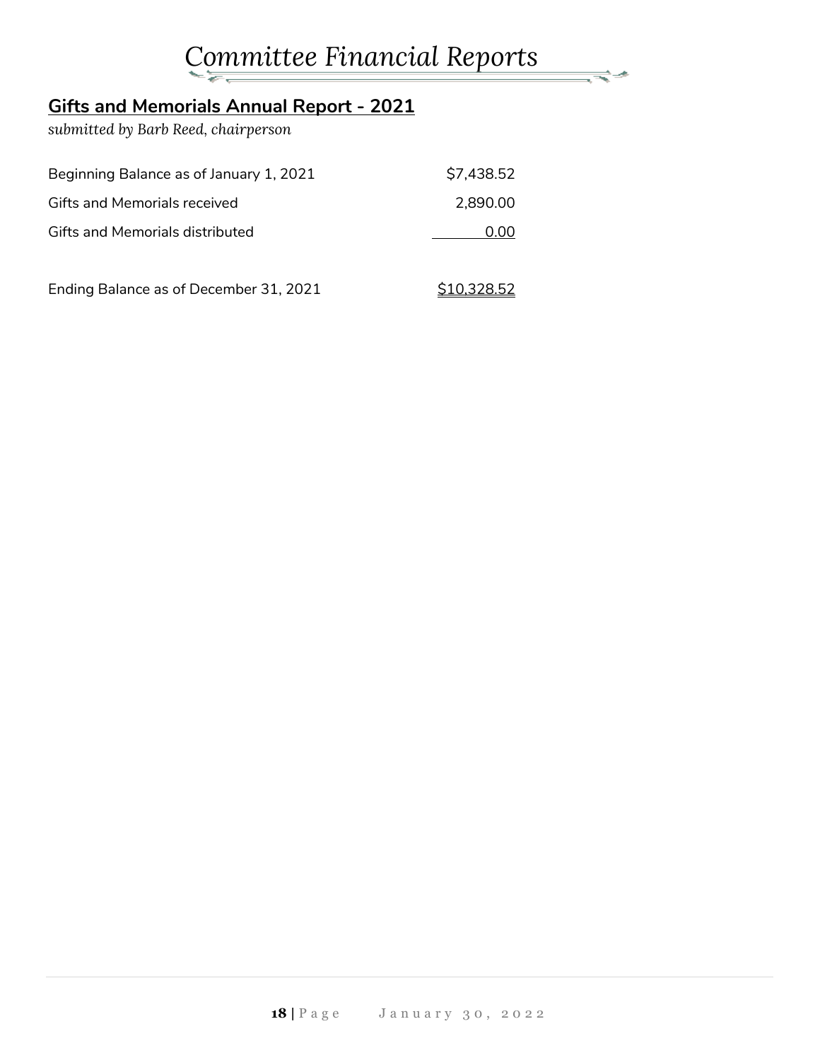# Committee Financial Reports

## Gifts and Memorials Annual Report - 2021

*submitted by Barb Reed, chairperson*

| | |
|---|---|
| Beginning Balance as of January 1, 2021 | $7,438.52 |
| Gifts and Memorials received | 2,890.00 |
| Gifts and Memorials distributed | 0.00 |
| | |
| Ending Balance as of December 31, 2021 | $10,328.52 |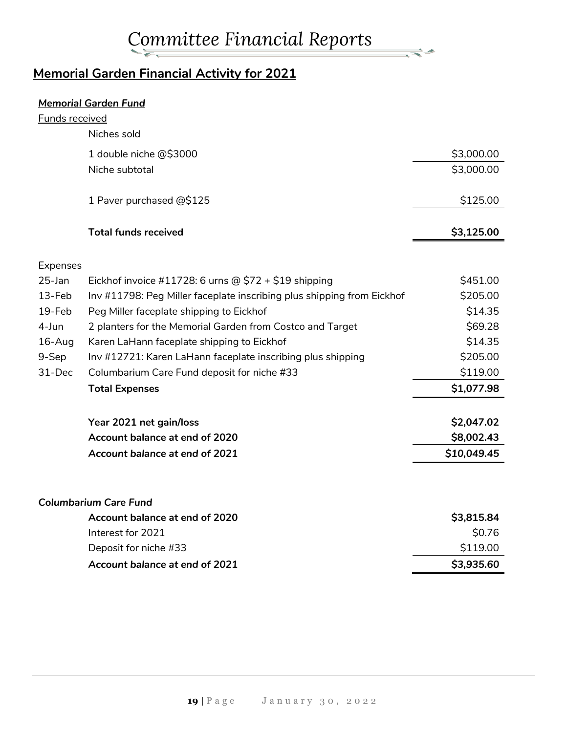# *Committee Financial Reports*

## Memorial Garden Financial Activity for 2021

***Memorial Garden Fund***

Funds received

| | | |
|---|---|---|
| | Niches sold | |
| | 1 double niche @$3000 | $3,000.00 |
| | Niche subtotal | $3,000.00 |
| | 1 Paver purchased @$125 | $125.00 |
| | **Total funds received** | **$3,125.00** |

Expenses

| | | |
|---|---|---|
| 25-Jan | Eickhof invoice #11728: 6 urns @ $72 + $19 shipping | $451.00 |
| 13-Feb | Inv #11798: Peg Miller faceplate inscribing plus shipping from Eickhof | $205.00 |
| 19-Feb | Peg Miller faceplate shipping to Eickhof | $14.35 |
| 4-Jun | 2 planters for the Memorial Garden from Costco and Target | $69.28 |
| 16-Aug | Karen LaHann faceplate shipping to Eickhof | $14.35 |
| 9-Sep | Inv #12721: Karen LaHann faceplate inscribing plus shipping | $205.00 |
| 31-Dec | Columbarium Care Fund deposit for niche #33 | $119.00 |
| | **Total Expenses** | **$1,077.98** |
| | **Year 2021 net gain/loss** | **$2,047.02** |
| | **Account balance at end of 2020** | **$8,002.43** |
| | ***Account balance at end of 2021*** | ***$10,049.45*** |

***Columbarium Care Fund***

| | |
|---|---|
| **Account balance at end of 2020** | **$3,815.84** |
| Interest for 2021 | $0.76 |
| Deposit for niche #33 | $119.00 |
| ***Account balance at end of 2021*** | ***$3,935.60*** |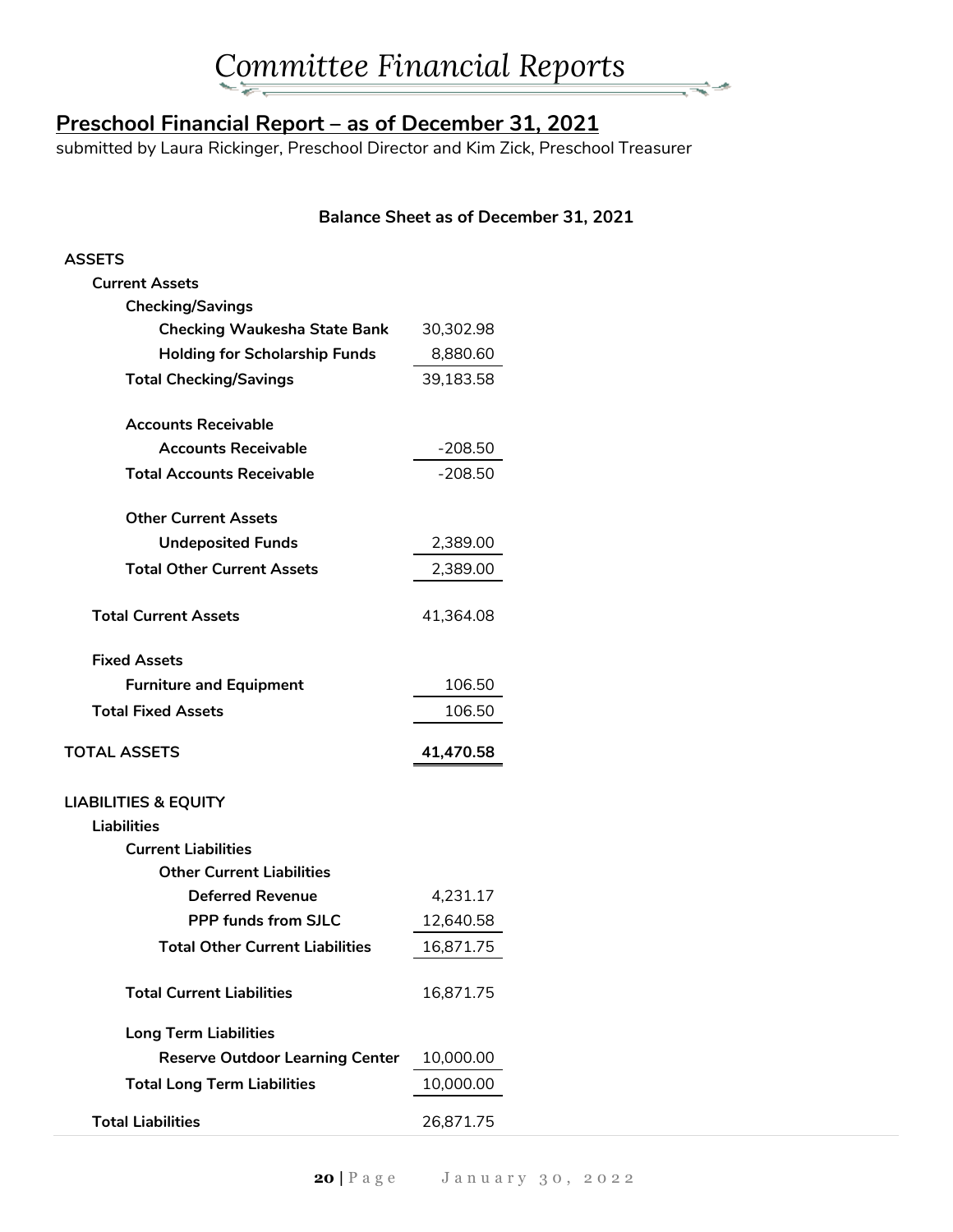# Committee Financial Reports

## Preschool Financial Report – as of December 31, 2021

submitted by Laura Rickinger, Preschool Director and Kim Zick, Preschool Treasurer

**Balance Sheet as of December 31, 2021**

| | |
|---|---|
| **ASSETS** | |
| **Current Assets** | |
| **Checking/Savings** | |
| **Checking Waukesha State Bank** | 30,302.98 |
| **Holding for Scholarship Funds** | 8,880.60 |
| **Total Checking/Savings** | 39,183.58 |
| **Accounts Receivable** | |
| **Accounts Receivable** | -208.50 |
| **Total Accounts Receivable** | -208.50 |
| **Other Current Assets** | |
| **Undeposited Funds** | 2,389.00 |
| **Total Other Current Assets** | 2,389.00 |
| **Total Current Assets** | 41,364.08 |
| **Fixed Assets** | |
| **Furniture and Equipment** | 106.50 |
| **Total Fixed Assets** | 106.50 |
| **TOTAL ASSETS** | **41,470.58** |
| **LIABILITIES & EQUITY** | |
| **Liabilities** | |
| **Current Liabilities** | |
| **Other Current Liabilities** | |
| **Deferred Revenue** | 4,231.17 |
| **PPP funds from SJLC** | 12,640.58 |
| **Total Other Current Liabilities** | 16,871.75 |
| **Total Current Liabilities** | 16,871.75 |
| **Long Term Liabilities** | |
| **Reserve Outdoor Learning Center** | 10,000.00 |
| **Total Long Term Liabilities** | 10,000.00 |
| **Total Liabilities** | 26,871.75 |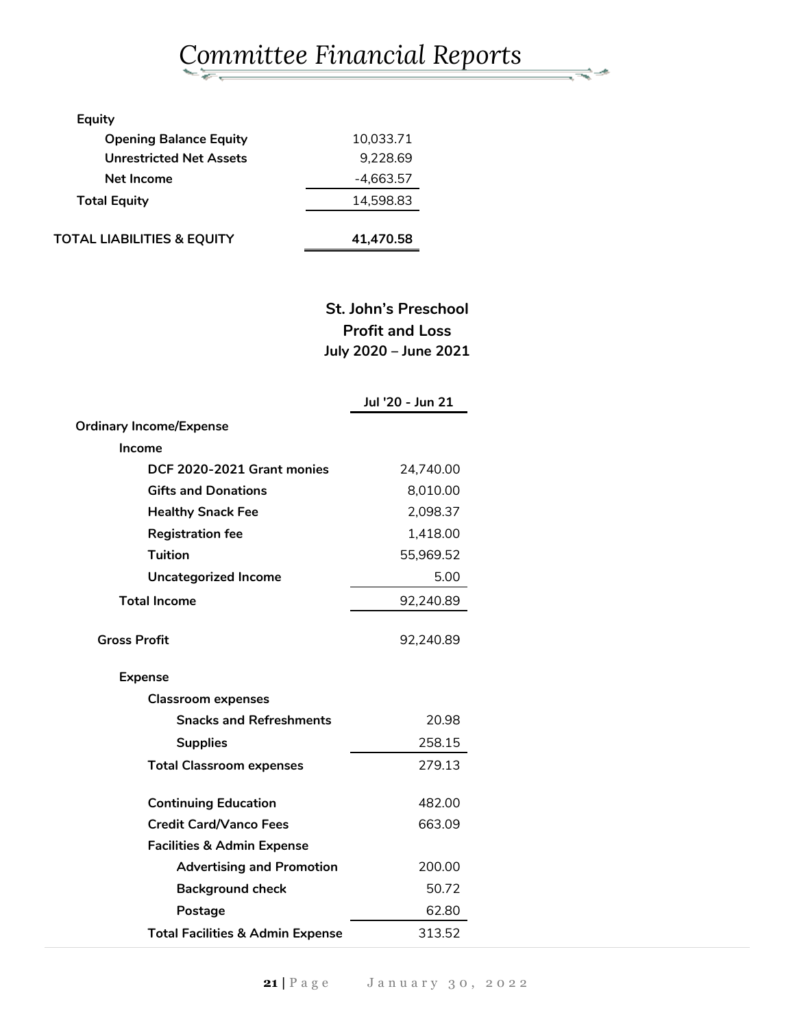# Committee Financial Reports

| | |
|---|---|
| **Equity** | |
| **Opening Balance Equity** | 10,033.71 |
| **Unrestricted Net Assets** | 9,228.69 |
| **Net Income** | -4,663.57 |
| **Total Equity** | 14,598.83 |
| **TOTAL LIABILITIES & EQUITY** | **41,470.58** |

**St. John's Preschool**
**Profit and Loss**
**July 2020 – June 2021**

| | Jul '20 - Jun 21 |
|---|---|
| **Ordinary Income/Expense** | |
| **Income** | |
| **DCF 2020-2021 Grant monies** | 24,740.00 |
| **Gifts and Donations** | 8,010.00 |
| **Healthy Snack Fee** | 2,098.37 |
| **Registration fee** | 1,418.00 |
| **Tuition** | 55,969.52 |
| **Uncategorized Income** | 5.00 |
| **Total Income** | 92,240.89 |
| **Gross Profit** | 92,240.89 |
| **Expense** | |
| **Classroom expenses** | |
| **Snacks and Refreshments** | 20.98 |
| **Supplies** | 258.15 |
| **Total Classroom expenses** | 279.13 |
| **Continuing Education** | 482.00 |
| **Credit Card/Vanco Fees** | 663.09 |
| **Facilities & Admin Expense** | |
| **Advertising and Promotion** | 200.00 |
| **Background check** | 50.72 |
| **Postage** | 62.80 |
| **Total Facilities & Admin Expense** | 313.52 |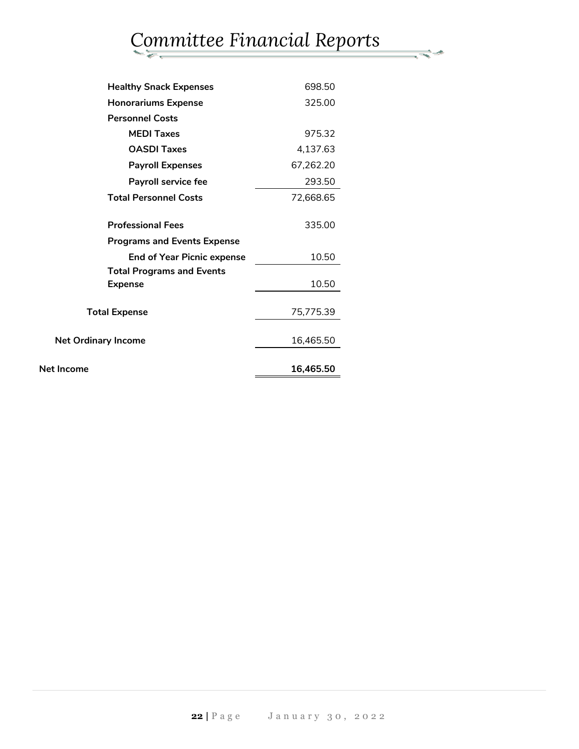# Committee Financial Reports

| | |
|---|---|
| **Healthy Snack Expenses** | 698.50 |
| **Honorariums Expense** | 325.00 |
| **Personnel Costs** | |
| **MEDI Taxes** | 975.32 |
| **OASDI Taxes** | 4,137.63 |
| **Payroll Expenses** | 67,262.20 |
| **Payroll service fee** | 293.50 |
| **Total Personnel Costs** | 72,668.65 |
| **Professional Fees** | 335.00 |
| **Programs and Events Expense** | |
| **End of Year Picnic expense** | 10.50 |
| **Total Programs and Events Expense** | 10.50 |
| **Total Expense** | 75,775.39 |
| **Net Ordinary Income** | 16,465.50 |
| **Net Income** | **16,465.50** |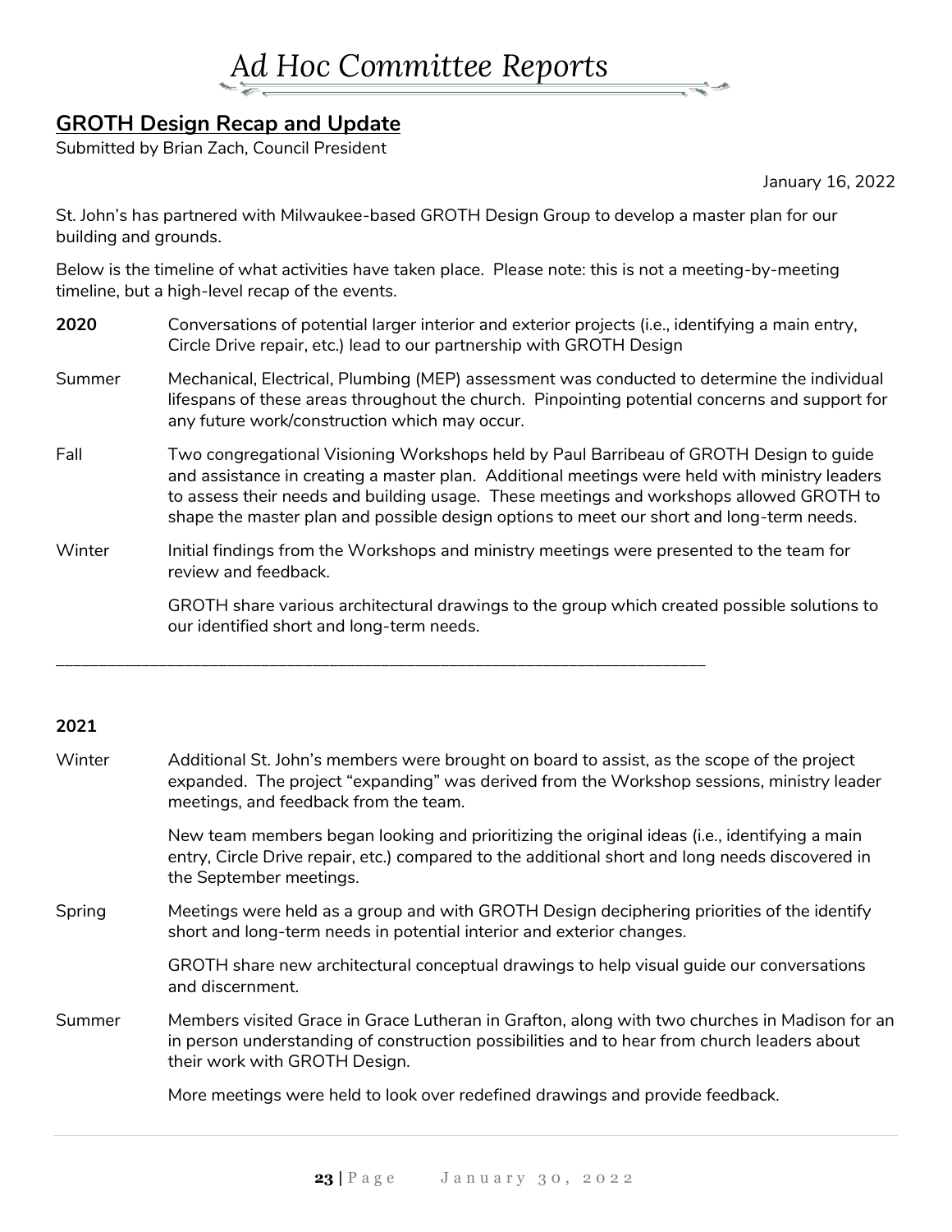# Ad Hoc Committee Reports

## GROTH Design Recap and Update

Submitted by Brian Zach, Council President

January 16, 2022

St. John's has partnered with Milwaukee-based GROTH Design Group to develop a master plan for our building and grounds.

Below is the timeline of what activities have taken place. Please note: this is not a meeting-by-meeting timeline, but a high-level recap of the events.

**2020** Conversations of potential larger interior and exterior projects (i.e., identifying a main entry, Circle Drive repair, etc.) lead to our partnership with GROTH Design

Summer Mechanical, Electrical, Plumbing (MEP) assessment was conducted to determine the individual lifespans of these areas throughout the church. Pinpointing potential concerns and support for any future work/construction which may occur.

Fall Two congregational Visioning Workshops held by Paul Barribeau of GROTH Design to guide and assistance in creating a master plan. Additional meetings were held with ministry leaders to assess their needs and building usage. These meetings and workshops allowed GROTH to shape the master plan and possible design options to meet our short and long-term needs.

Winter Initial findings from the Workshops and ministry meetings were presented to the team for review and feedback.

GROTH share various architectural drawings to the group which created possible solutions to our identified short and long-term needs.

---

**2021**

Winter Additional St. John's members were brought on board to assist, as the scope of the project expanded. The project "expanding" was derived from the Workshop sessions, ministry leader meetings, and feedback from the team.

New team members began looking and prioritizing the original ideas (i.e., identifying a main entry, Circle Drive repair, etc.) compared to the additional short and long needs discovered in the September meetings.

Spring Meetings were held as a group and with GROTH Design deciphering priorities of the identify short and long-term needs in potential interior and exterior changes.

GROTH share new architectural conceptual drawings to help visual guide our conversations and discernment.

Summer Members visited Grace in Grace Lutheran in Grafton, along with two churches in Madison for an in person understanding of construction possibilities and to hear from church leaders about their work with GROTH Design.

More meetings were held to look over redefined drawings and provide feedback.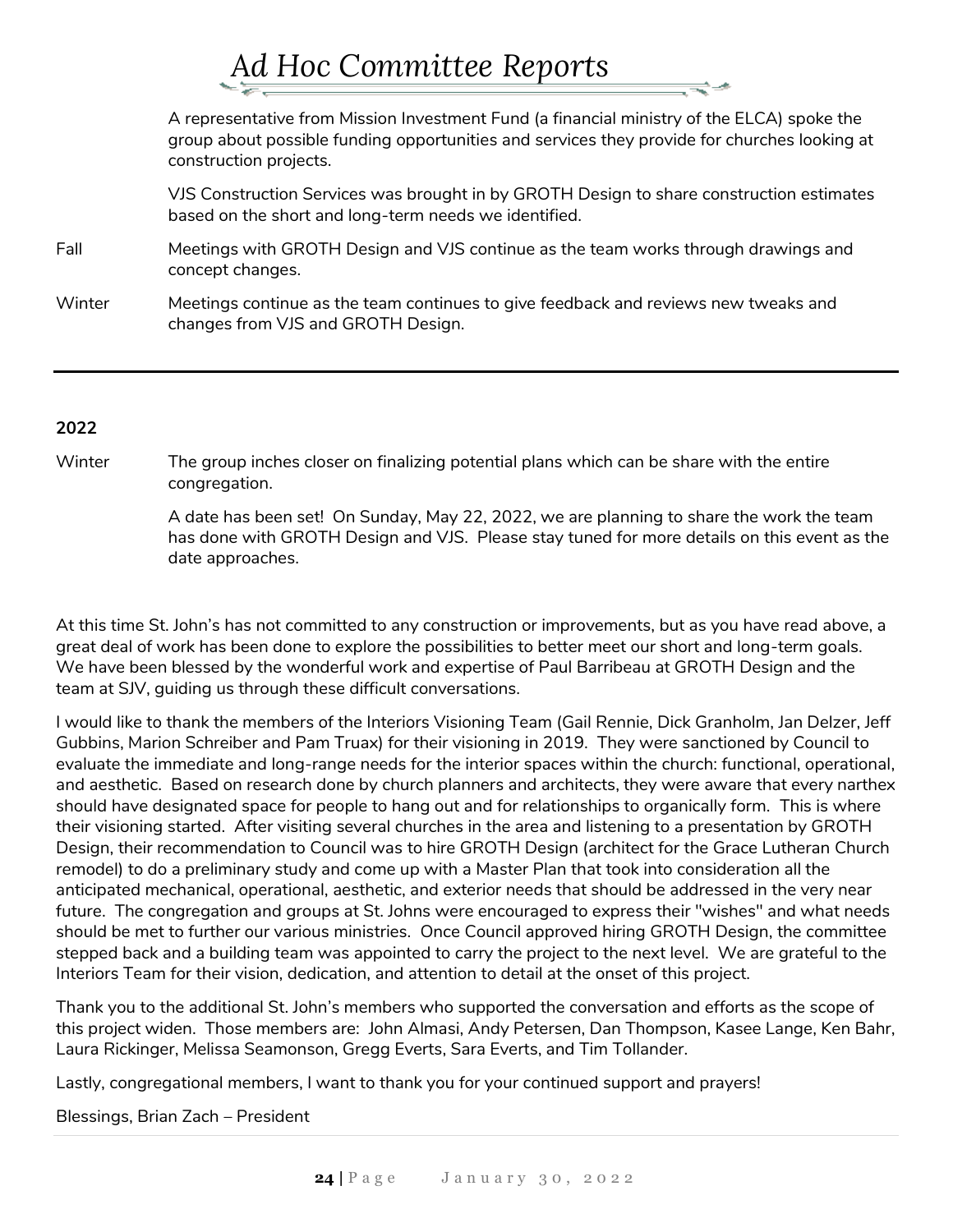# Ad Hoc Committee Reports

| | |
|---|---|
| | A representative from Mission Investment Fund (a financial ministry of the ELCA) spoke the group about possible funding opportunities and services they provide for churches looking at construction projects. |
| | VJS Construction Services was brought in by GROTH Design to share construction estimates based on the short and long-term needs we identified. |
| Fall | Meetings with GROTH Design and VJS continue as the team works through drawings and concept changes. |
| Winter | Meetings continue as the team continues to give feedback and reviews new tweaks and changes from VJS and GROTH Design. |

---

**2022**

| | |
|---|---|
| Winter | The group inches closer on finalizing potential plans which can be share with the entire congregation. |
| | A date has been set! On Sunday, May 22, 2022, we are planning to share the work the team has done with GROTH Design and VJS. Please stay tuned for more details on this event as the date approaches. |

At this time St. John's has not committed to any construction or improvements, but as you have read above, a great deal of work has been done to explore the possibilities to better meet our short and long-term goals. We have been blessed by the wonderful work and expertise of Paul Barribeau at GROTH Design and the team at SJV, guiding us through these difficult conversations.

I would like to thank the members of the Interiors Visioning Team (Gail Rennie, Dick Granholm, Jan Delzer, Jeff Gubbins, Marion Schreiber and Pam Truax) for their visioning in 2019. They were sanctioned by Council to evaluate the immediate and long-range needs for the interior spaces within the church: functional, operational, and aesthetic. Based on research done by church planners and architects, they were aware that every narthex should have designated space for people to hang out and for relationships to organically form. This is where their visioning started. After visiting several churches in the area and listening to a presentation by GROTH Design, their recommendation to Council was to hire GROTH Design (architect for the Grace Lutheran Church remodel) to do a preliminary study and come up with a Master Plan that took into consideration all the anticipated mechanical, operational, aesthetic, and exterior needs that should be addressed in the very near future. The congregation and groups at St. Johns were encouraged to express their "wishes" and what needs should be met to further our various ministries. Once Council approved hiring GROTH Design, the committee stepped back and a building team was appointed to carry the project to the next level. We are grateful to the Interiors Team for their vision, dedication, and attention to detail at the onset of this project.

Thank you to the additional St. John's members who supported the conversation and efforts as the scope of this project widen. Those members are: John Almasi, Andy Petersen, Dan Thompson, Kasee Lange, Ken Bahr, Laura Rickinger, Melissa Seamonson, Gregg Everts, Sara Everts, and Tim Tollander.

Lastly, congregational members, I want to thank you for your continued support and prayers!

Blessings, Brian Zach – President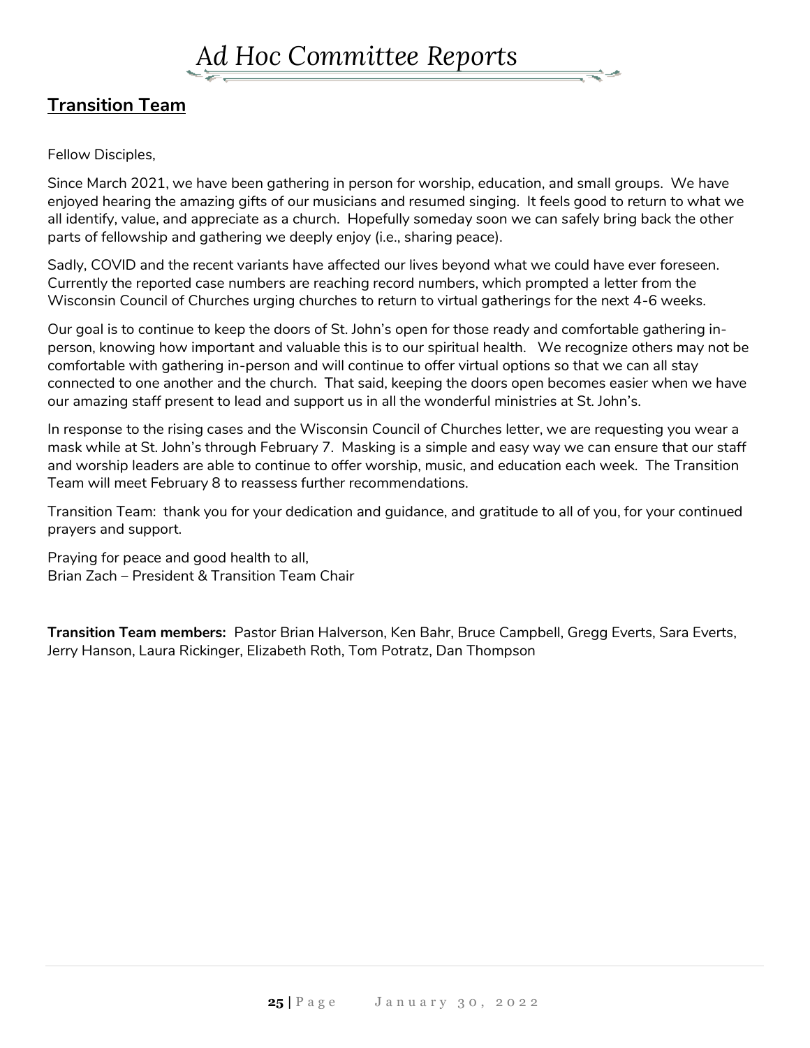# Ad Hoc Committee Reports

## Transition Team

Fellow Disciples,

Since March 2021, we have been gathering in person for worship, education, and small groups. We have enjoyed hearing the amazing gifts of our musicians and resumed singing. It feels good to return to what we all identify, value, and appreciate as a church. Hopefully someday soon we can safely bring back the other parts of fellowship and gathering we deeply enjoy (i.e., sharing peace).

Sadly, COVID and the recent variants have affected our lives beyond what we could have ever foreseen. Currently the reported case numbers are reaching record numbers, which prompted a letter from the Wisconsin Council of Churches urging churches to return to virtual gatherings for the next 4-6 weeks.

Our goal is to continue to keep the doors of St. John's open for those ready and comfortable gathering in-person, knowing how important and valuable this is to our spiritual health. We recognize others may not be comfortable with gathering in-person and will continue to offer virtual options so that we can all stay connected to one another and the church. That said, keeping the doors open becomes easier when we have our amazing staff present to lead and support us in all the wonderful ministries at St. John's.

In response to the rising cases and the Wisconsin Council of Churches letter, we are requesting you wear a mask while at St. John's through February 7. Masking is a simple and easy way we can ensure that our staff and worship leaders are able to continue to offer worship, music, and education each week. The Transition Team will meet February 8 to reassess further recommendations.

Transition Team: thank you for your dedication and guidance, and gratitude to all of you, for your continued prayers and support.

Praying for peace and good health to all,
Brian Zach – President & Transition Team Chair

**Transition Team members:** Pastor Brian Halverson, Ken Bahr, Bruce Campbell, Gregg Everts, Sara Everts, Jerry Hanson, Laura Rickinger, Elizabeth Roth, Tom Potratz, Dan Thompson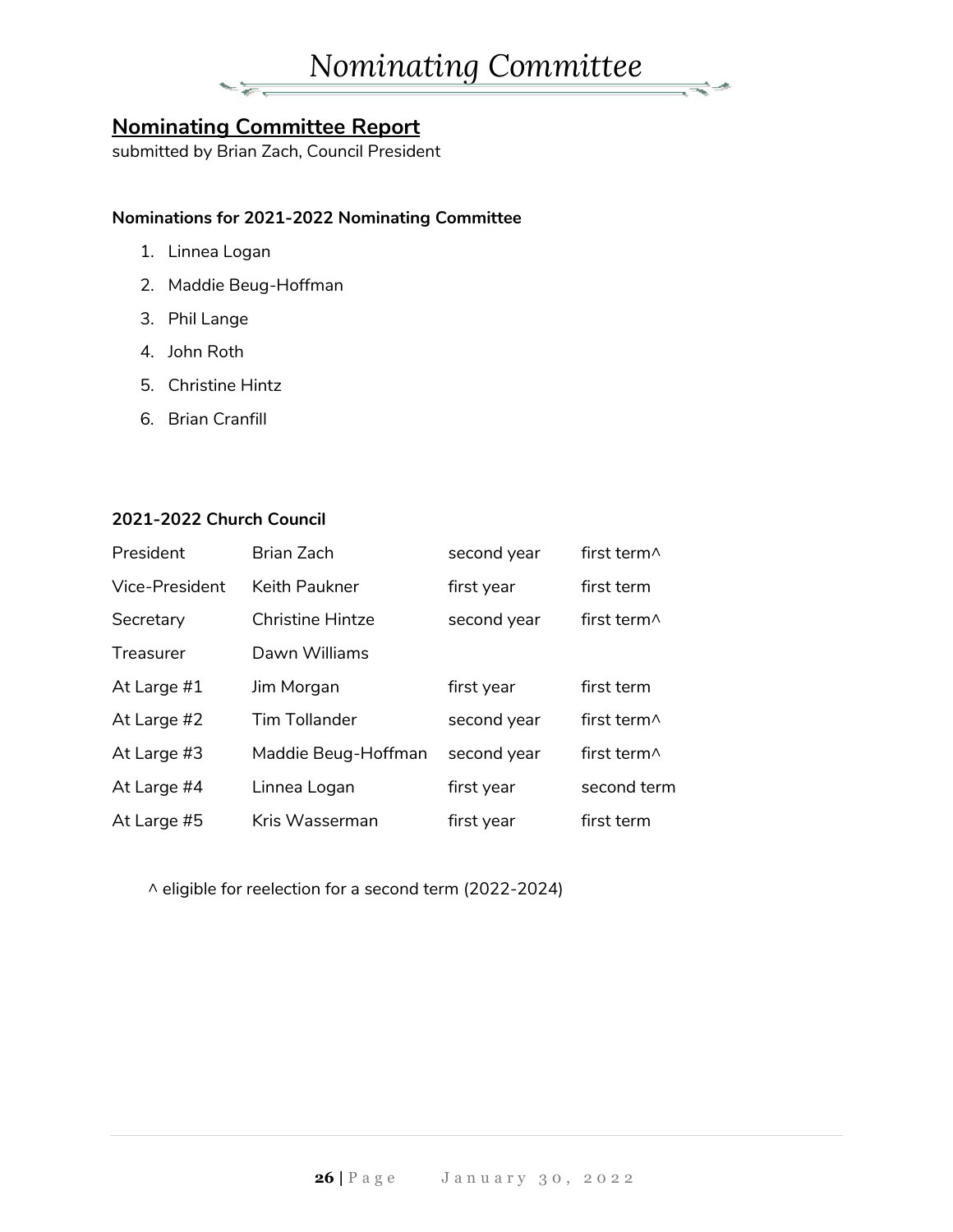# Nominating Committee

## Nominating Committee Report

submitted by Brian Zach, Council President

**Nominations for 2021-2022 Nominating Committee**

1. Linnea Logan
2. Maddie Beug-Hoffman
3. Phil Lange
4. John Roth
5. Christine Hintz
6. Brian Cranfill

**2021-2022 Church Council**

| | | | |
|---|---|---|---|
| President | Brian Zach | second year | first term^ |
| Vice-President | Keith Paukner | first year | first term |
| Secretary | Christine Hintze | second year | first term^ |
| Treasurer | Dawn Williams | | |
| At Large #1 | Jim Morgan | first year | first term |
| At Large #2 | Tim Tollander | second year | first term^ |
| At Large #3 | Maddie Beug-Hoffman | second year | first term^ |
| At Large #4 | Linnea Logan | first year | second term |
| At Large #5 | Kris Wasserman | first year | first term |

^ eligible for reelection for a second term (2022-2024)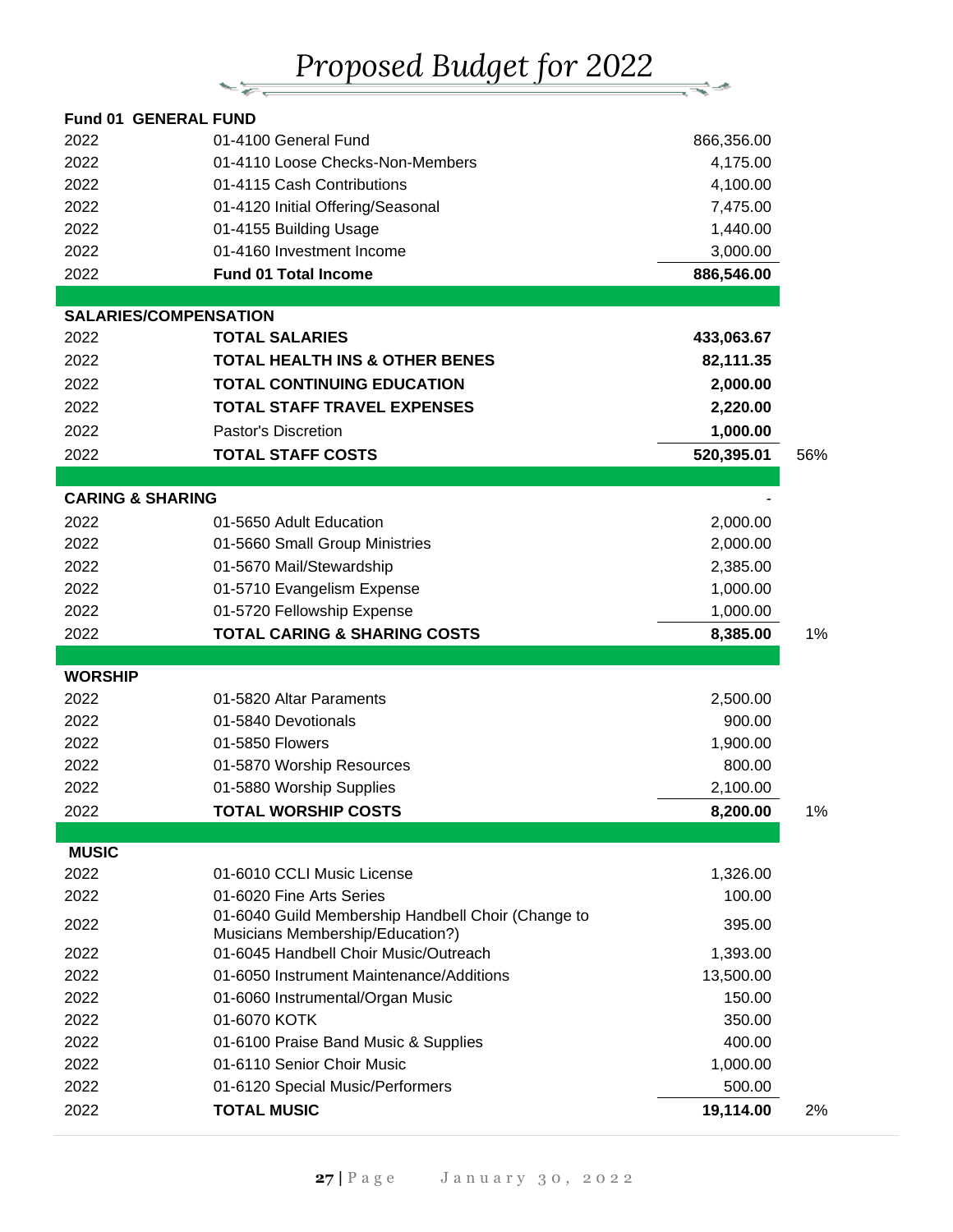# Proposed Budget for 2022

| Year | Account | Amount | % |
|---|---|---|---|
| **Fund 01 GENERAL FUND** | | | |
| 2022 | 01-4100 General Fund | 866,356.00 | |
| 2022 | 01-4110 Loose Checks-Non-Members | 4,175.00 | |
| 2022 | 01-4115 Cash Contributions | 4,100.00 | |
| 2022 | 01-4120 Initial Offering/Seasonal | 7,475.00 | |
| 2022 | 01-4155 Building Usage | 1,440.00 | |
| 2022 | 01-4160 Investment Income | 3,000.00 | |
| 2022 | **Fund 01 Total Income** | **886,546.00** | |
| **SALARIES/COMPENSATION** | | | |
| 2022 | **TOTAL SALARIES** | **433,063.67** | |
| 2022 | **TOTAL HEALTH INS & OTHER BENES** | **82,111.35** | |
| 2022 | **TOTAL CONTINUING EDUCATION** | **2,000.00** | |
| 2022 | **TOTAL STAFF TRAVEL EXPENSES** | **2,220.00** | |
| 2022 | Pastor's Discretion | **1,000.00** | |
| 2022 | **TOTAL STAFF COSTS** | **520,395.01** | 56% |
| **CARING & SHARING** | | - | |
| 2022 | 01-5650 Adult Education | 2,000.00 | |
| 2022 | 01-5660 Small Group Ministries | 2,000.00 | |
| 2022 | 01-5670 Mail/Stewardship | 2,385.00 | |
| 2022 | 01-5710 Evangelism Expense | 1,000.00 | |
| 2022 | 01-5720 Fellowship Expense | 1,000.00 | |
| 2022 | **TOTAL CARING & SHARING COSTS** | **8,385.00** | 1% |
| **WORSHIP** | | | |
| 2022 | 01-5820 Altar Paraments | 2,500.00 | |
| 2022 | 01-5840 Devotionals | 900.00 | |
| 2022 | 01-5850 Flowers | 1,900.00 | |
| 2022 | 01-5870 Worship Resources | 800.00 | |
| 2022 | 01-5880 Worship Supplies | 2,100.00 | |
| 2022 | **TOTAL WORSHIP COSTS** | **8,200.00** | 1% |
| **MUSIC** | | | |
| 2022 | 01-6010 CCLI Music License | 1,326.00 | |
| 2022 | 01-6020 Fine Arts Series | 100.00 | |
| 2022 | 01-6040 Guild Membership Handbell Choir (Change to Musicians Membership/Education?) | 395.00 | |
| 2022 | 01-6045 Handbell Choir Music/Outreach | 1,393.00 | |
| 2022 | 01-6050 Instrument Maintenance/Additions | 13,500.00 | |
| 2022 | 01-6060 Instrumental/Organ Music | 150.00 | |
| 2022 | 01-6070 KOTK | 350.00 | |
| 2022 | 01-6100 Praise Band Music & Supplies | 400.00 | |
| 2022 | 01-6110 Senior Choir Music | 1,000.00 | |
| 2022 | 01-6120 Special Music/Performers | 500.00 | |
| 2022 | **TOTAL MUSIC** | **19,114.00** | 2% |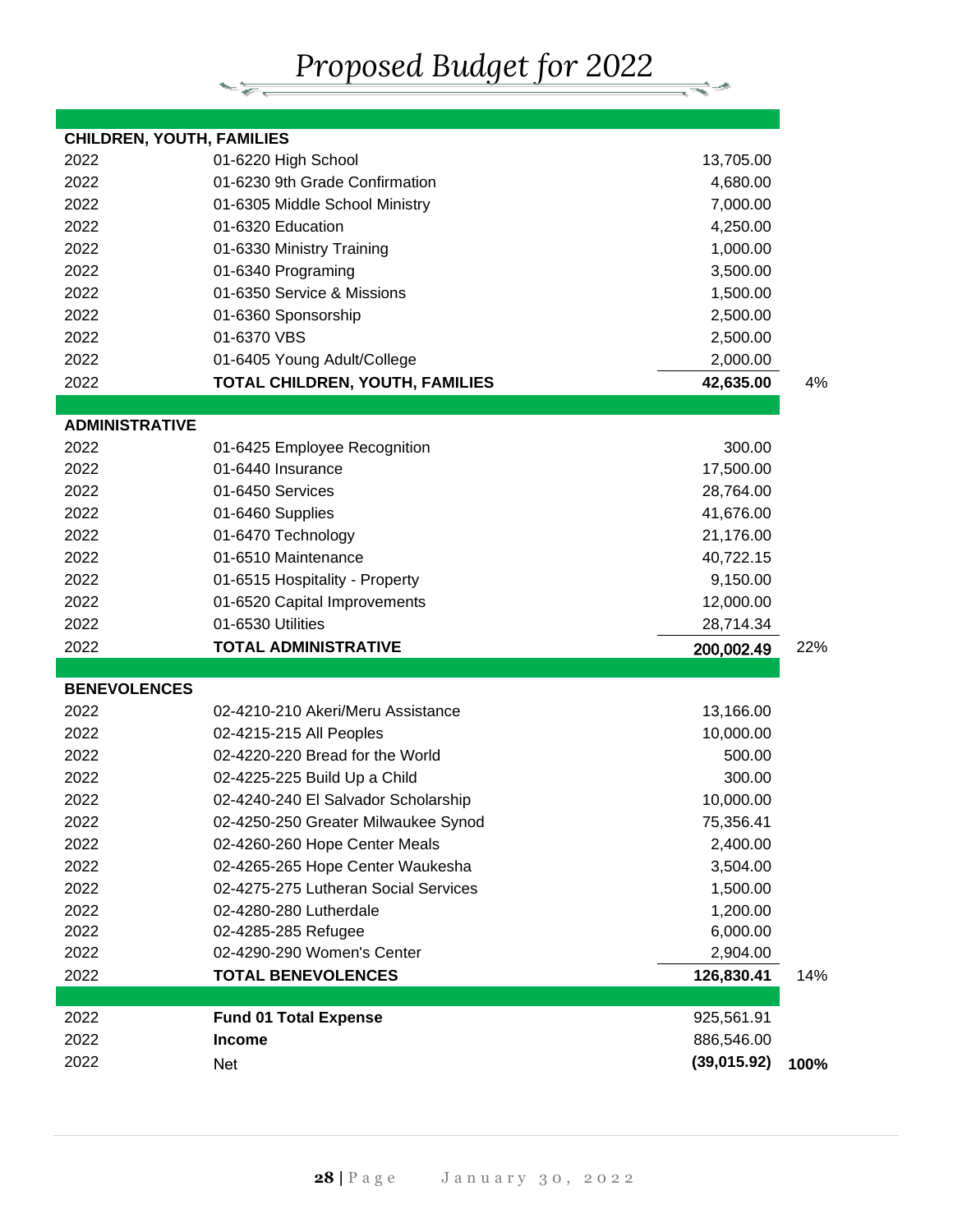# Proposed Budget for 2022

| | | | |
|---|---|---|---|
| **CHILDREN, YOUTH, FAMILIES** | | | |
| 2022 | 01-6220 High School | 13,705.00 | |
| 2022 | 01-6230 9th Grade Confirmation | 4,680.00 | |
| 2022 | 01-6305 Middle School Ministry | 7,000.00 | |
| 2022 | 01-6320 Education | 4,250.00 | |
| 2022 | 01-6330 Ministry Training | 1,000.00 | |
| 2022 | 01-6340 Programing | 3,500.00 | |
| 2022 | 01-6350 Service & Missions | 1,500.00 | |
| 2022 | 01-6360 Sponsorship | 2,500.00 | |
| 2022 | 01-6370 VBS | 2,500.00 | |
| 2022 | 01-6405 Young Adult/College | 2,000.00 | |
| 2022 | **TOTAL CHILDREN, YOUTH, FAMILIES** | **42,635.00** | 4% |
| **ADMINISTRATIVE** | | | |
| 2022 | 01-6425 Employee Recognition | 300.00 | |
| 2022 | 01-6440 Insurance | 17,500.00 | |
| 2022 | 01-6450 Services | 28,764.00 | |
| 2022 | 01-6460 Supplies | 41,676.00 | |
| 2022 | 01-6470 Technology | 21,176.00 | |
| 2022 | 01-6510 Maintenance | 40,722.15 | |
| 2022 | 01-6515 Hospitality - Property | 9,150.00 | |
| 2022 | 01-6520 Capital Improvements | 12,000.00 | |
| 2022 | 01-6530 Utilities | 28,714.34 | |
| 2022 | **TOTAL ADMINISTRATIVE** | **200,002.49** | 22% |
| **BENEVOLENCES** | | | |
| 2022 | 02-4210-210 Akeri/Meru Assistance | 13,166.00 | |
| 2022 | 02-4215-215 All Peoples | 10,000.00 | |
| 2022 | 02-4220-220 Bread for the World | 500.00 | |
| 2022 | 02-4225-225 Build Up a Child | 300.00 | |
| 2022 | 02-4240-240 El Salvador Scholarship | 10,000.00 | |
| 2022 | 02-4250-250 Greater Milwaukee Synod | 75,356.41 | |
| 2022 | 02-4260-260 Hope Center Meals | 2,400.00 | |
| 2022 | 02-4265-265 Hope Center Waukesha | 3,504.00 | |
| 2022 | 02-4275-275 Lutheran Social Services | 1,500.00 | |
| 2022 | 02-4280-280 Lutherdale | 1,200.00 | |
| 2022 | 02-4285-285 Refugee | 6,000.00 | |
| 2022 | 02-4290-290 Women's Center | 2,904.00 | |
| 2022 | **TOTAL BENEVOLENCES** | **126,830.41** | 14% |
| 2022 | **Fund 01 Total Expense** | 925,561.91 | |
| 2022 | **Income** | 886,546.00 | |
| 2022 | Net | **(39,015.92)** | **100%** |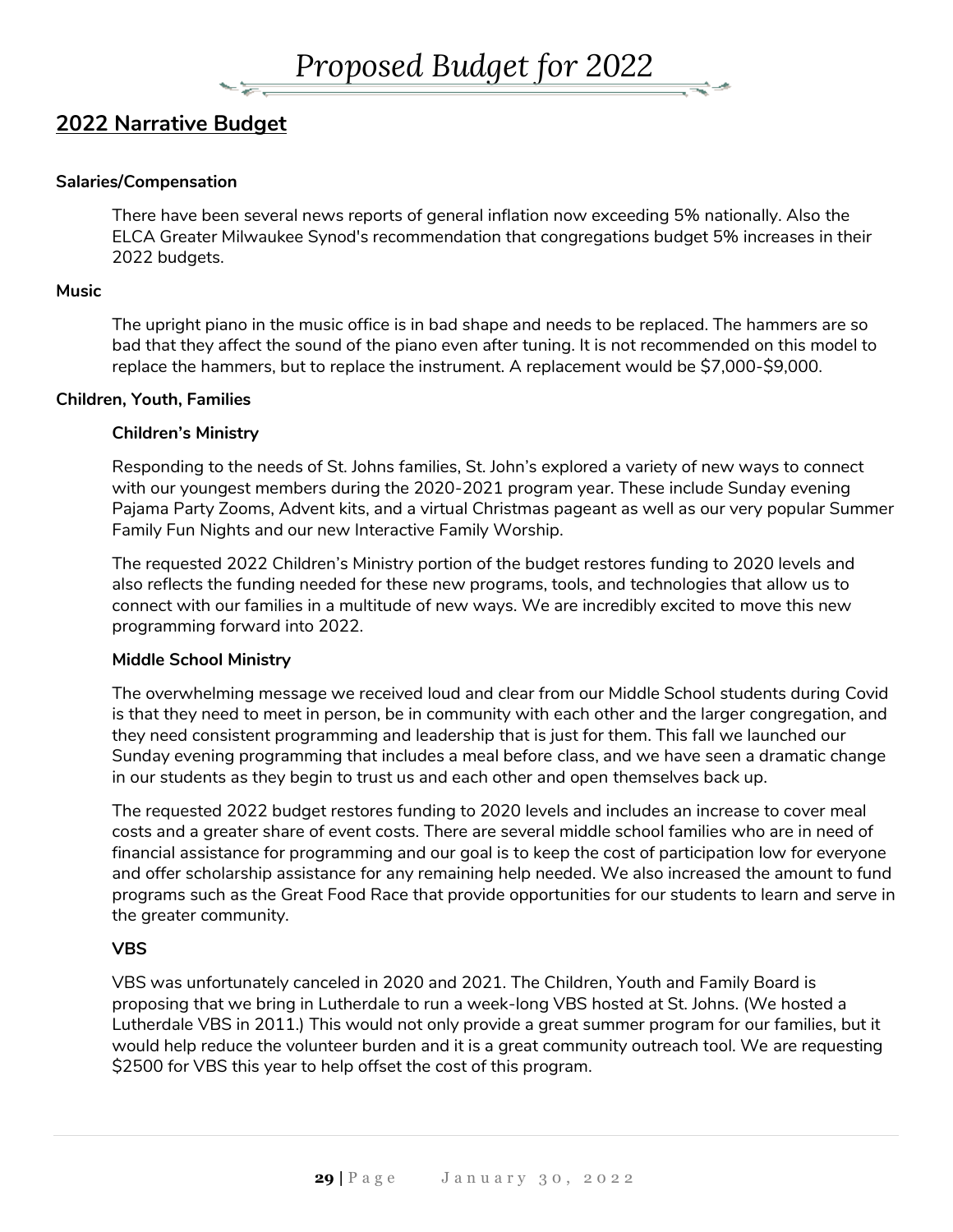# Proposed Budget for 2022

## 2022 Narrative Budget

**Salaries/Compensation**

There have been several news reports of general inflation now exceeding 5% nationally. Also the ELCA Greater Milwaukee Synod's recommendation that congregations budget 5% increases in their 2022 budgets.

**Music**

The upright piano in the music office is in bad shape and needs to be replaced. The hammers are so bad that they affect the sound of the piano even after tuning. It is not recommended on this model to replace the hammers, but to replace the instrument. A replacement would be $7,000-$9,000.

**Children, Youth, Families**

**Children's Ministry**

Responding to the needs of St. Johns families, St. John's explored a variety of new ways to connect with our youngest members during the 2020-2021 program year. These include Sunday evening Pajama Party Zooms, Advent kits, and a virtual Christmas pageant as well as our very popular Summer Family Fun Nights and our new Interactive Family Worship.

The requested 2022 Children's Ministry portion of the budget restores funding to 2020 levels and also reflects the funding needed for these new programs, tools, and technologies that allow us to connect with our families in a multitude of new ways. We are incredibly excited to move this new programming forward into 2022.

**Middle School Ministry**

The overwhelming message we received loud and clear from our Middle School students during Covid is that they need to meet in person, be in community with each other and the larger congregation, and they need consistent programming and leadership that is just for them. This fall we launched our Sunday evening programming that includes a meal before class, and we have seen a dramatic change in our students as they begin to trust us and each other and open themselves back up.

The requested 2022 budget restores funding to 2020 levels and includes an increase to cover meal costs and a greater share of event costs. There are several middle school families who are in need of financial assistance for programming and our goal is to keep the cost of participation low for everyone and offer scholarship assistance for any remaining help needed. We also increased the amount to fund programs such as the Great Food Race that provide opportunities for our students to learn and serve in the greater community.

**VBS**

VBS was unfortunately canceled in 2020 and 2021. The Children, Youth and Family Board is proposing that we bring in Lutherdale to run a week-long VBS hosted at St. Johns. (We hosted a Lutherdale VBS in 2011.) This would not only provide a great summer program for our families, but it would help reduce the volunteer burden and it is a great community outreach tool. We are requesting $2500 for VBS this year to help offset the cost of this program.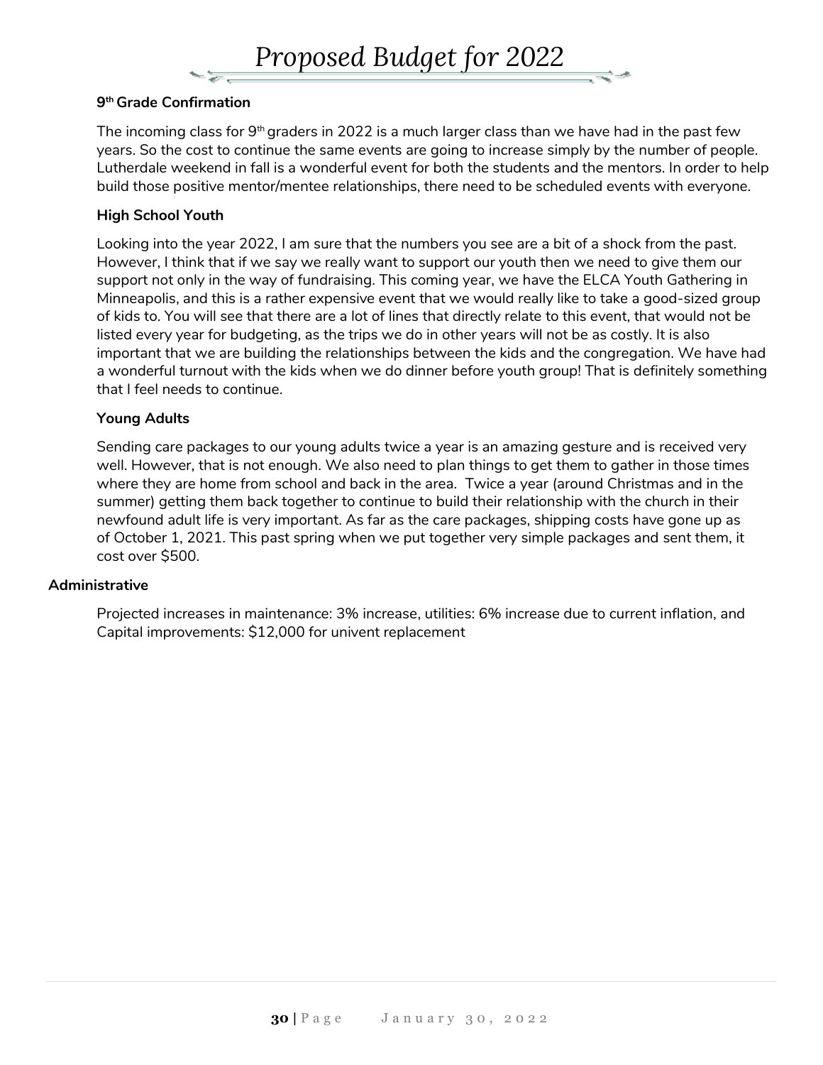# Proposed Budget for 2022

### 9th Grade Confirmation

The incoming class for 9th graders in 2022 is a much larger class than we have had in the past few years. So the cost to continue the same events are going to increase simply by the number of people. Lutherdale weekend in fall is a wonderful event for both the students and the mentors. In order to help build those positive mentor/mentee relationships, there need to be scheduled events with everyone.

### High School Youth

Looking into the year 2022, I am sure that the numbers you see are a bit of a shock from the past. However, I think that if we say we really want to support our youth then we need to give them our support not only in the way of fundraising. This coming year, we have the ELCA Youth Gathering in Minneapolis, and this is a rather expensive event that we would really like to take a good-sized group of kids to. You will see that there are a lot of lines that directly relate to this event, that would not be listed every year for budgeting, as the trips we do in other years will not be as costly. It is also important that we are building the relationships between the kids and the congregation. We have had a wonderful turnout with the kids when we do dinner before youth group! That is definitely something that I feel needs to continue.

### Young Adults

Sending care packages to our young adults twice a year is an amazing gesture and is received very well. However, that is not enough. We also need to plan things to get them to gather in those times where they are home from school and back in the area. Twice a year (around Christmas and in the summer) getting them back together to continue to build their relationship with the church in their newfound adult life is very important. As far as the care packages, shipping costs have gone up as of October 1, 2021. This past spring when we put together very simple packages and sent them, it cost over $500.

## Administrative

Projected increases in maintenance: 3% increase, utilities: 6% increase due to current inflation, and Capital improvements: $12,000 for univent replacement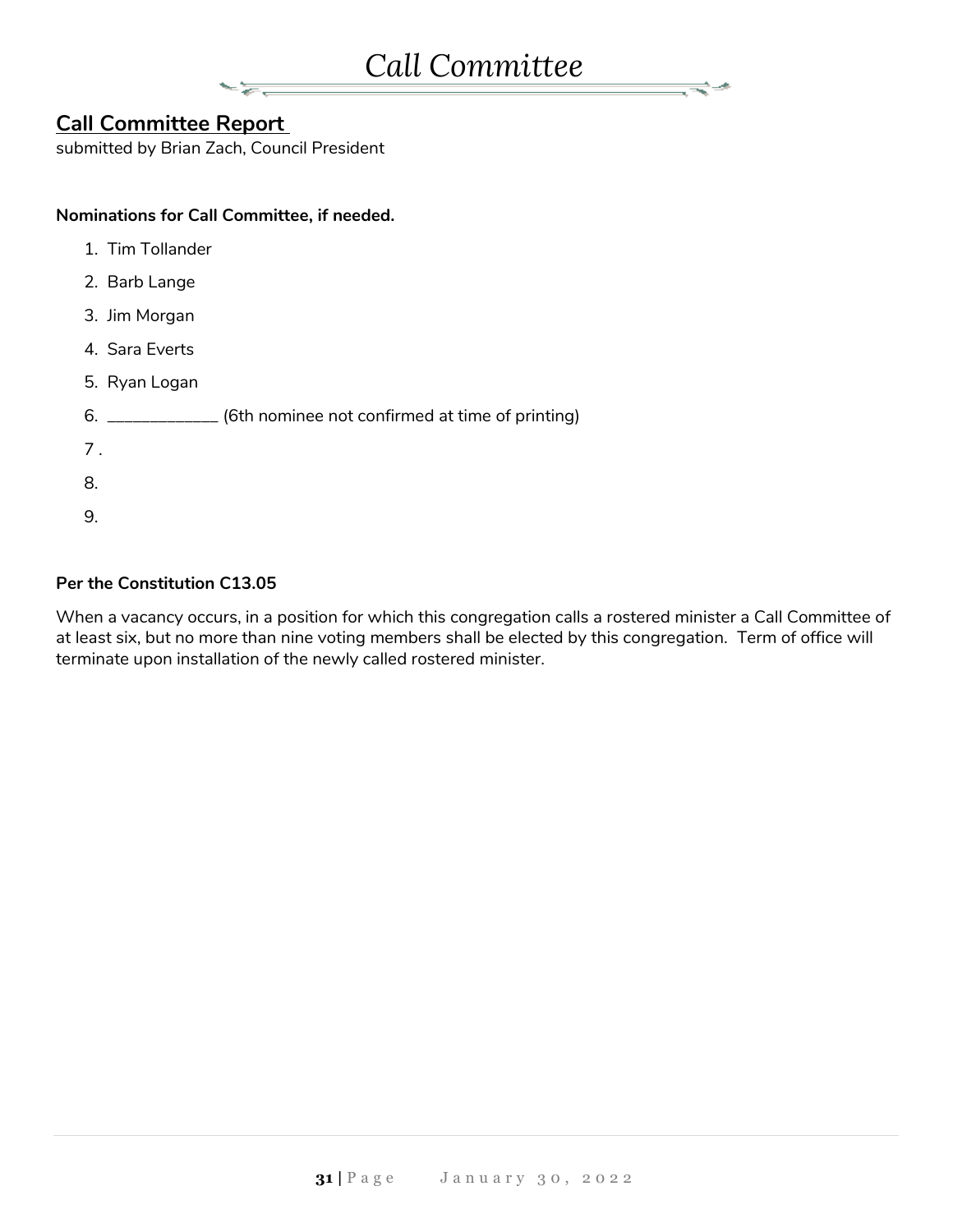# Call Committee

## Call Committee Report

submitted by Brian Zach, Council President

**Nominations for Call Committee, if needed.**

1. Tim Tollander
2. Barb Lange
3. Jim Morgan
4. Sara Everts
5. Ryan Logan
6. ____________ (6th nominee not confirmed at time of printing)
7. 
8. 
9. 

**Per the Constitution C13.05**

When a vacancy occurs, in a position for which this congregation calls a rostered minister a Call Committee of at least six, but no more than nine voting members shall be elected by this congregation. Term of office will terminate upon installation of the newly called rostered minister.